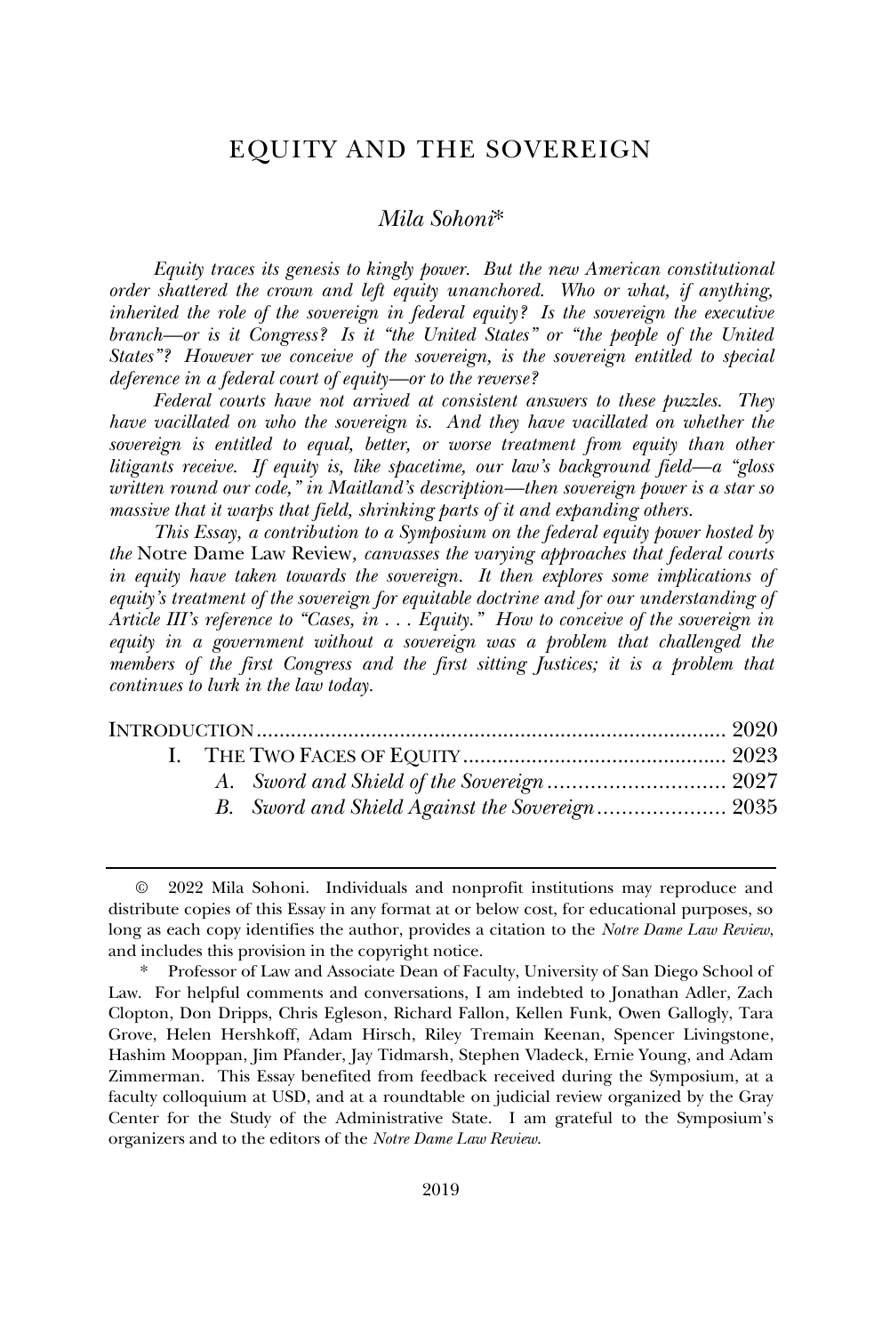# EQUITY AND THE SOVEREIGN

*Mila Sohoni*\*

*Equity traces its genesis to kingly power. But the new American constitutional order shattered the crown and left equity unanchored. Who or what, if anything, inherited the role of the sovereign in federal equity? Is the sovereign the executive branch—or is it Congress? Is it "the United States" or "the people of the United States"? However we conceive of the sovereign, is the sovereign entitled to special deference in a federal court of equity—or to the reverse?*

*Federal courts have not arrived at consistent answers to these puzzles. They have vacillated on who the sovereign is. And they have vacillated on whether the sovereign is entitled to equal, better, or worse treatment from equity than other litigants receive. If equity is, like spacetime, our law's background field—a "gloss written round our code," in Maitland's description—then sovereign power is a star so massive that it warps that field, shrinking parts of it and expanding others.*

*This Essay, a contribution to a Symposium on the federal equity power hosted by the* Notre Dame Law Review*, canvasses the varying approaches that federal courts in equity have taken towards the sovereign. It then explores some implications of equity's treatment of the sovereign for equitable doctrine and for our understanding of Article III's reference to "Cases, in . . . Equity." How to conceive of the sovereign in equity in a government without a sovereign was a problem that challenged the members of the first Congress and the first sitting Justices; it is a problem that continues to lurk in the law today.*

INTRODUCTION ........................................................................ 2020

I. THE TWO FACES OF EQUITY ............................................ 2023

*A. Sword and Shield of the Sovereign* ............................ 2027

*B. Sword and Shield Against the Sovereign* .................... 2035

---

© 2022 Mila Sohoni. Individuals and nonprofit institutions may reproduce and distribute copies of this Essay in any format at or below cost, for educational purposes, so long as each copy identifies the author, provides a citation to the *Notre Dame Law Review*, and includes this provision in the copyright notice.

\* Professor of Law and Associate Dean of Faculty, University of San Diego School of Law. For helpful comments and conversations, I am indebted to Jonathan Adler, Zach Clopton, Don Dripps, Chris Egleson, Richard Fallon, Kellen Funk, Owen Gallogly, Tara Grove, Helen Hershkoff, Adam Hirsch, Riley Tremain Keenan, Spencer Livingstone, Hashim Mooppan, Jim Pfander, Jay Tidmarsh, Stephen Vladeck, Ernie Young, and Adam Zimmerman. This Essay benefited from feedback received during the Symposium, at a faculty colloquium at USD, and at a roundtable on judicial review organized by the Gray Center for the Study of the Administrative State. I am grateful to the Symposium's organizers and to the editors of the *Notre Dame Law Review*.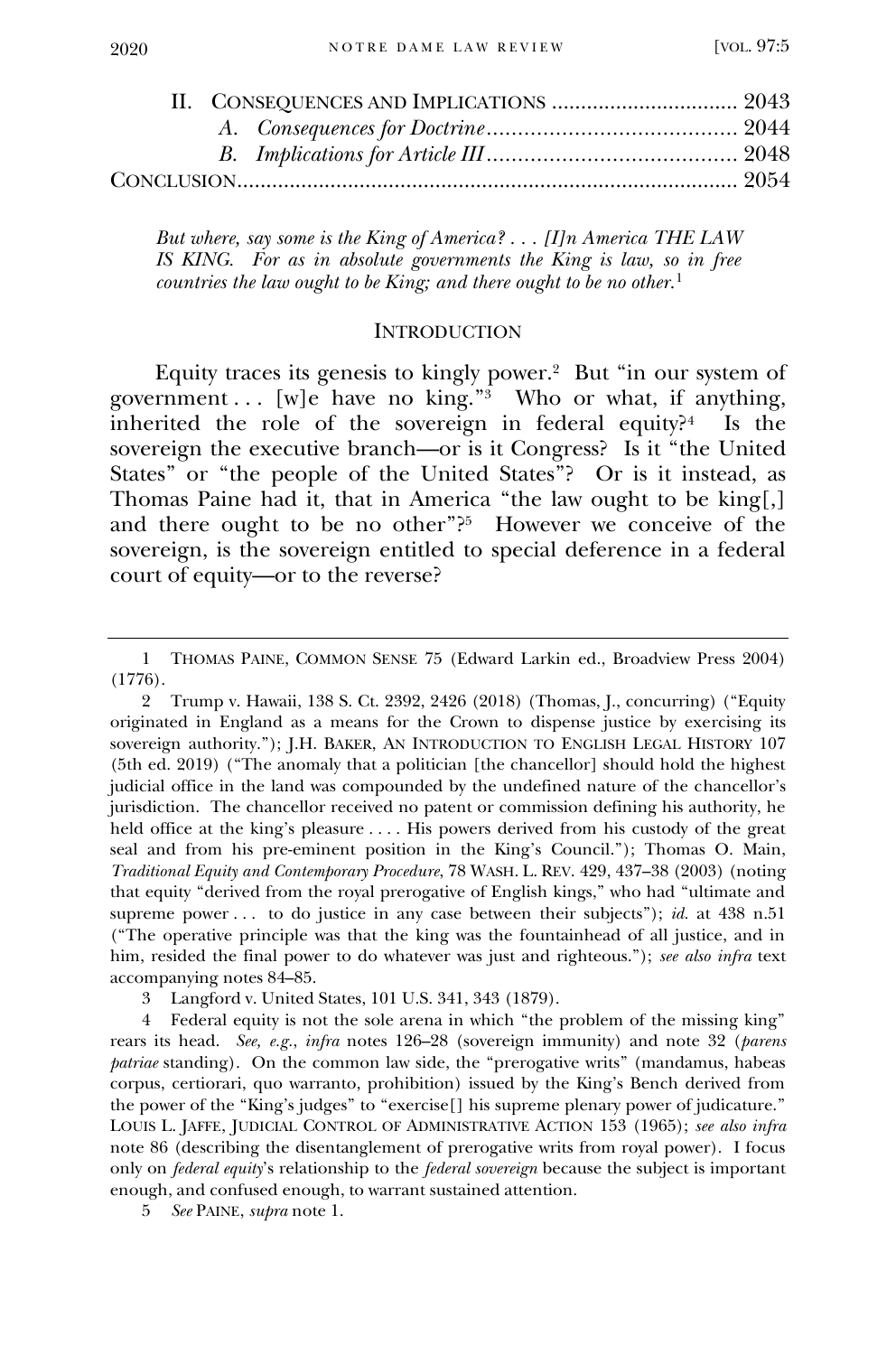II. CONSEQUENCES AND IMPLICATIONS ................................ 2043

*A. Consequences for Doctrine* ........................................ 2044

*B. Implications for Article III* ........................................ 2048

CONCLUSION ........................................................................ 2054

> *But where, say some is the King of America? . . . [I]n America THE LAW IS KING. For as in absolute governments the King is law, so in free countries the law ought to be King; and there ought to be no other.*[1]

## INTRODUCTION

Equity traces its genesis to kingly power.[2] But "in our system of government . . . [w]e have no king."[3] Who or what, if anything, inherited the role of the sovereign in federal equity?[4] Is the sovereign the executive branch—or is it Congress? Is it "the United States" or "the people of the United States"? Or is it instead, as Thomas Paine had it, that in America "the law ought to be king[,] and there ought to be no other"?[5] However we conceive of the sovereign, is the sovereign entitled to special deference in a federal court of equity—or to the reverse?

---

1 THOMAS PAINE, COMMON SENSE 75 (Edward Larkin ed., Broadview Press 2004) (1776).

2 Trump v. Hawaii, 138 S. Ct. 2392, 2426 (2018) (Thomas, J., concurring) ("Equity originated in England as a means for the Crown to dispense justice by exercising its sovereign authority."); J.H. BAKER, AN INTRODUCTION TO ENGLISH LEGAL HISTORY 107 (5th ed. 2019) ("The anomaly that a politician [the chancellor] should hold the highest judicial office in the land was compounded by the undefined nature of the chancellor's jurisdiction. The chancellor received no patent or commission defining his authority, he held office at the king's pleasure . . . . His powers derived from his custody of the great seal and from his pre-eminent position in the King's Council."); Thomas O. Main, *Traditional Equity and Contemporary Procedure*, 78 WASH. L. REV. 429, 437–38 (2003) (noting that equity "derived from the royal prerogative of English kings," who had "ultimate and supreme power . . . to do justice in any case between their subjects"); *id.* at 438 n.51 ("The operative principle was that the king was the fountainhead of all justice, and in him, resided the final power to do whatever was just and righteous."); *see also infra* text accompanying notes 84–85.

3 Langford v. United States, 101 U.S. 341, 343 (1879).

4 Federal equity is not the sole arena in which "the problem of the missing king" rears its head. *See, e.g.*, *infra* notes 126–28 (sovereign immunity) and note 32 (*parens patriae* standing). On the common law side, the "prerogative writs" (mandamus, habeas corpus, certiorari, quo warranto, prohibition) issued by the King's Bench derived from the power of the "King's judges" to "exercise[] his supreme plenary power of judicature." LOUIS L. JAFFE, JUDICIAL CONTROL OF ADMINISTRATIVE ACTION 153 (1965); *see also infra* note 86 (describing the disentanglement of prerogative writs from royal power). I focus only on *federal equity*'s relationship to the *federal sovereign* because the subject is important enough, and confused enough, to warrant sustained attention.

5 *See* PAINE, *supra* note 1.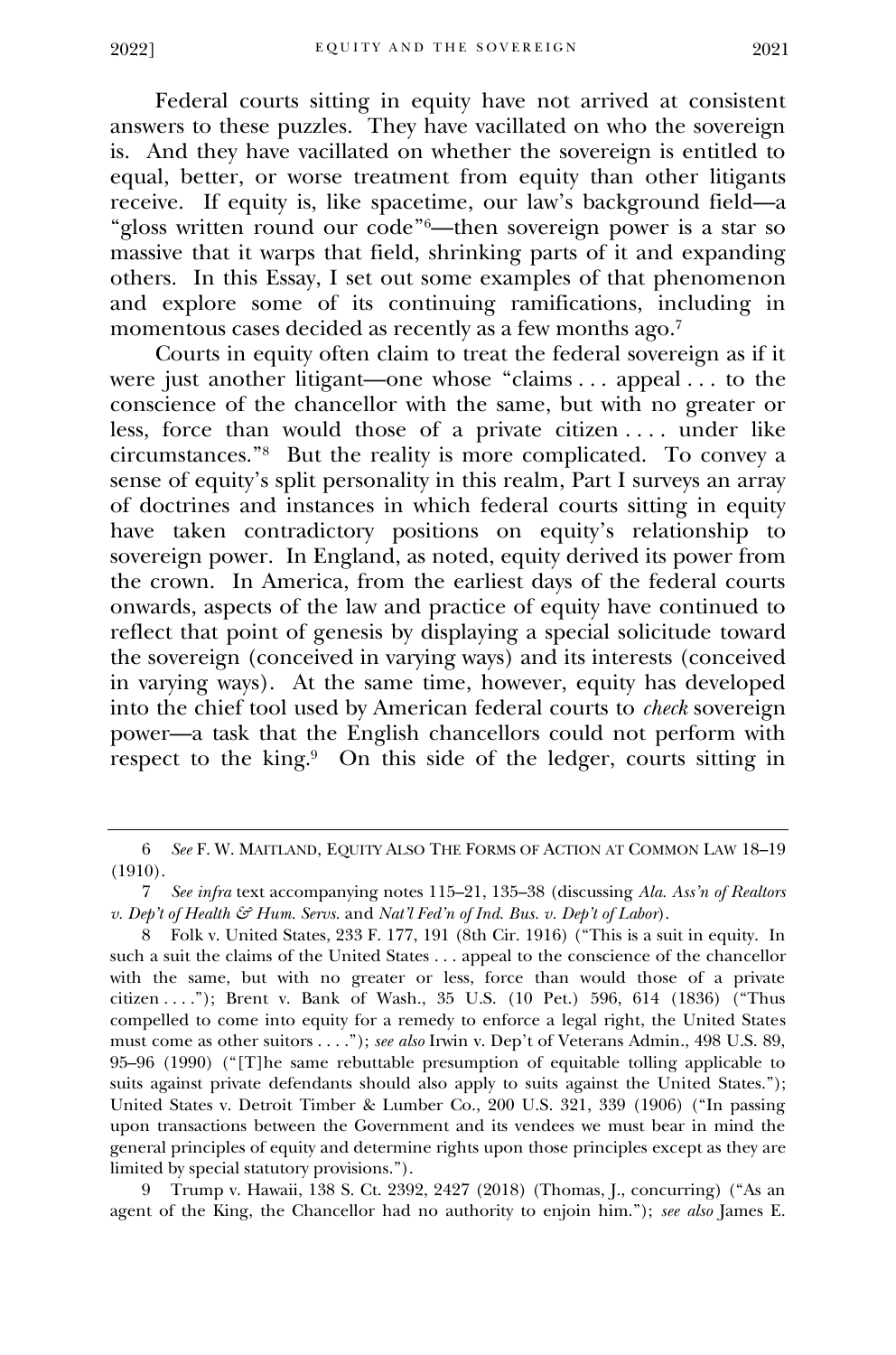Federal courts sitting in equity have not arrived at consistent answers to these puzzles. They have vacillated on who the sovereign is. And they have vacillated on whether the sovereign is entitled to equal, better, or worse treatment from equity than other litigants receive. If equity is, like spacetime, our law's background field—a "gloss written round our code"[6]—then sovereign power is a star so massive that it warps that field, shrinking parts of it and expanding others. In this Essay, I set out some examples of that phenomenon and explore some of its continuing ramifications, including in momentous cases decided as recently as a few months ago.[7]

Courts in equity often claim to treat the federal sovereign as if it were just another litigant—one whose "claims . . . appeal . . . to the conscience of the chancellor with the same, but with no greater or less, force than would those of a private citizen . . . . under like circumstances."[8] But the reality is more complicated. To convey a sense of equity's split personality in this realm, Part I surveys an array of doctrines and instances in which federal courts sitting in equity have taken contradictory positions on equity's relationship to sovereign power. In England, as noted, equity derived its power from the crown. In America, from the earliest days of the federal courts onwards, aspects of the law and practice of equity have continued to reflect that point of genesis by displaying a special solicitude toward the sovereign (conceived in varying ways) and its interests (conceived in varying ways). At the same time, however, equity has developed into the chief tool used by American federal courts to *check* sovereign power—a task that the English chancellors could not perform with respect to the king.[9] On this side of the ledger, courts sitting in

---

6 *See* F. W. MAITLAND, EQUITY ALSO THE FORMS OF ACTION AT COMMON LAW 18–19 (1910).

7 *See infra* text accompanying notes 115–21, 135–38 (discussing *Ala. Ass'n of Realtors v. Dep't of Health & Hum. Servs.* and *Nat'l Fed'n of Ind. Bus. v. Dep't of Labor*).

8 Folk v. United States, 233 F. 177, 191 (8th Cir. 1916) ("This is a suit in equity. In such a suit the claims of the United States . . . appeal to the conscience of the chancellor with the same, but with no greater or less, force than would those of a private citizen . . . ."); Brent v. Bank of Wash., 35 U.S. (10 Pet.) 596, 614 (1836) ("Thus compelled to come into equity for a remedy to enforce a legal right, the United States must come as other suitors . . . ."); *see also* Irwin v. Dep't of Veterans Admin., 498 U.S. 89, 95–96 (1990) ("[T]he same rebuttable presumption of equitable tolling applicable to suits against private defendants should also apply to suits against the United States."); United States v. Detroit Timber & Lumber Co., 200 U.S. 321, 339 (1906) ("In passing upon transactions between the Government and its vendees we must bear in mind the general principles of equity and determine rights upon those principles except as they are limited by special statutory provisions.").

9 Trump v. Hawaii, 138 S. Ct. 2392, 2427 (2018) (Thomas, J., concurring) ("As an agent of the King, the Chancellor had no authority to enjoin him."); *see also* James E.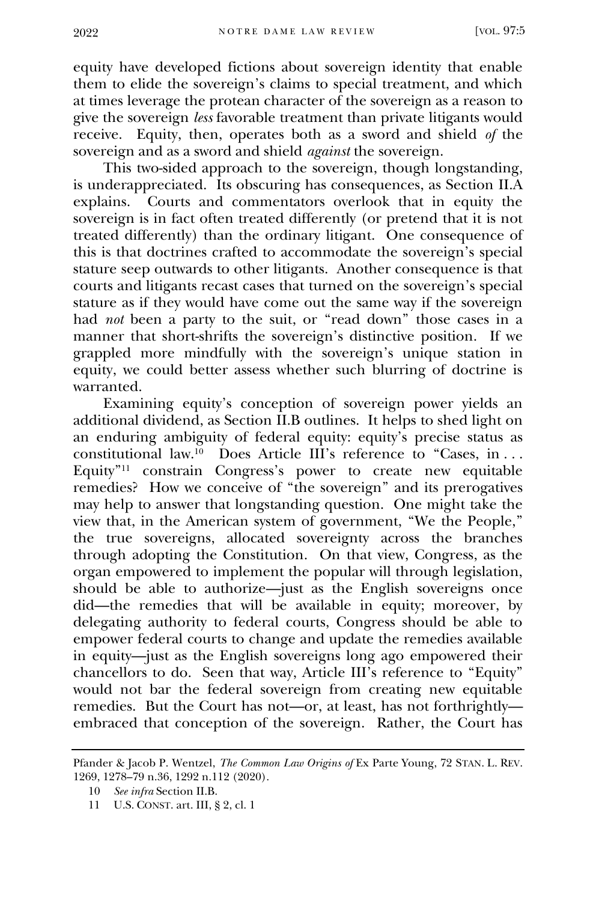equity have developed fictions about sovereign identity that enable them to elide the sovereign's claims to special treatment, and which at times leverage the protean character of the sovereign as a reason to give the sovereign *less* favorable treatment than private litigants would receive. Equity, then, operates both as a sword and shield *of* the sovereign and as a sword and shield *against* the sovereign.

This two-sided approach to the sovereign, though longstanding, is underappreciated. Its obscuring has consequences, as Section II.A explains. Courts and commentators overlook that in equity the sovereign is in fact often treated differently (or pretend that it is not treated differently) than the ordinary litigant. One consequence of this is that doctrines crafted to accommodate the sovereign's special stature seep outwards to other litigants. Another consequence is that courts and litigants recast cases that turned on the sovereign's special stature as if they would have come out the same way if the sovereign had *not* been a party to the suit, or "read down" those cases in a manner that short-shrifts the sovereign's distinctive position. If we grappled more mindfully with the sovereign's unique station in equity, we could better assess whether such blurring of doctrine is warranted.

Examining equity's conception of sovereign power yields an additional dividend, as Section II.B outlines. It helps to shed light on an enduring ambiguity of federal equity: equity's precise status as constitutional law.[10] Does Article III's reference to "Cases, in . . . Equity"[11] constrain Congress's power to create new equitable remedies? How we conceive of "the sovereign" and its prerogatives may help to answer that longstanding question. One might take the view that, in the American system of government, "We the People," the true sovereigns, allocated sovereignty across the branches through adopting the Constitution. On that view, Congress, as the organ empowered to implement the popular will through legislation, should be able to authorize—just as the English sovereigns once did—the remedies that will be available in equity; moreover, by delegating authority to federal courts, Congress should be able to empower federal courts to change and update the remedies available in equity—just as the English sovereigns long ago empowered their chancellors to do. Seen that way, Article III's reference to "Equity" would not bar the federal sovereign from creating new equitable remedies. But the Court has not—or, at least, has not forthrightly—embraced that conception of the sovereign. Rather, the Court has

---

Pfander & Jacob P. Wentzel, *The Common Law Origins of* Ex Parte Young, 72 STAN. L. REV. 1269, 1278–79 n.36, 1292 n.112 (2020).

10 *See infra* Section II.B.

11 U.S. CONST. art. III, § 2, cl. 1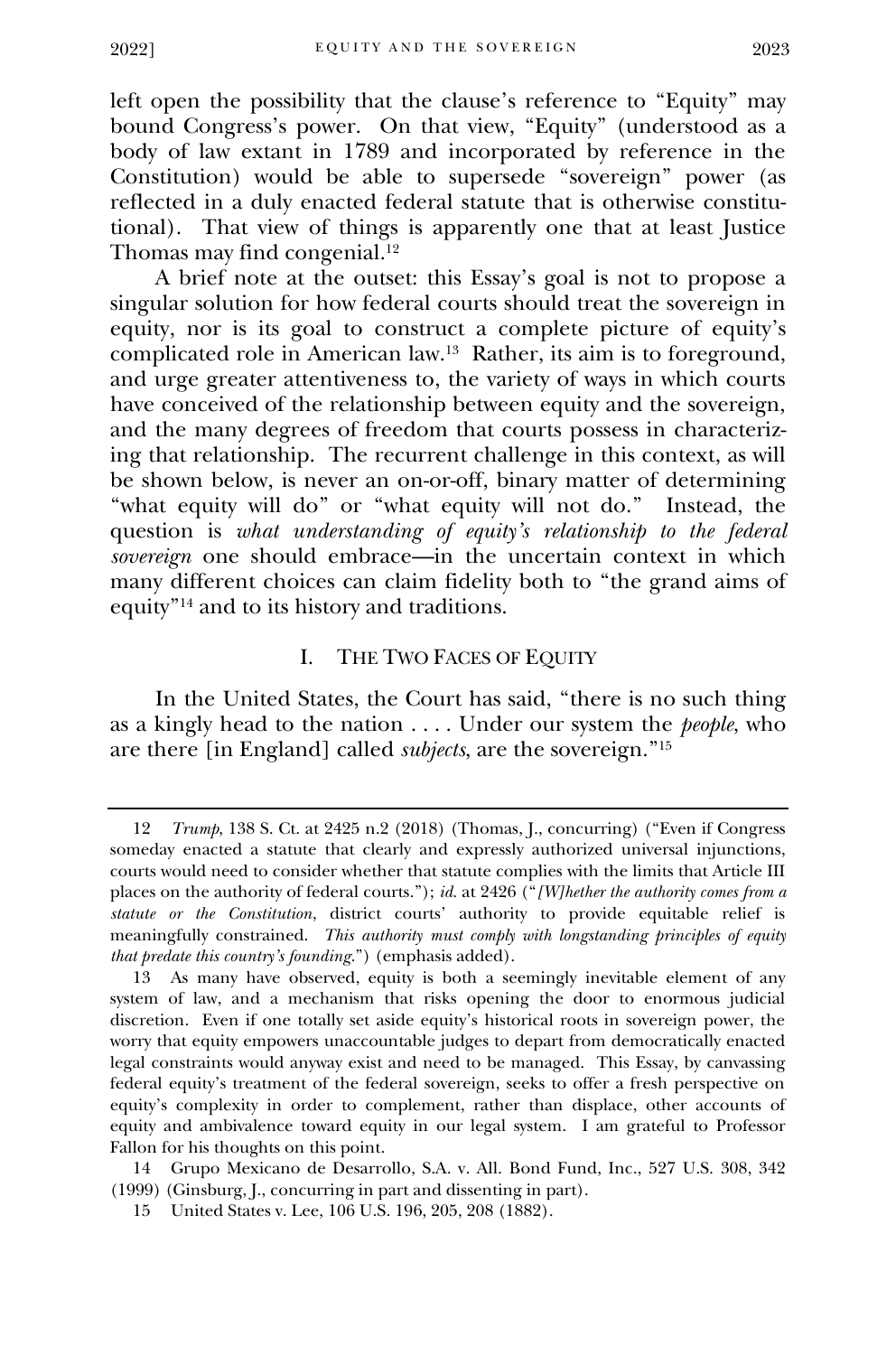left open the possibility that the clause's reference to "Equity" may bound Congress's power. On that view, "Equity" (understood as a body of law extant in 1789 and incorporated by reference in the Constitution) would be able to supersede "sovereign" power (as reflected in a duly enacted federal statute that is otherwise constitutional). That view of things is apparently one that at least Justice Thomas may find congenial.[12]

A brief note at the outset: this Essay's goal is not to propose a singular solution for how federal courts should treat the sovereign in equity, nor is its goal to construct a complete picture of equity's complicated role in American law.[13] Rather, its aim is to foreground, and urge greater attentiveness to, the variety of ways in which courts have conceived of the relationship between equity and the sovereign, and the many degrees of freedom that courts possess in characterizing that relationship. The recurrent challenge in this context, as will be shown below, is never an on-or-off, binary matter of determining "what equity will do" or "what equity will not do." Instead, the question is *what understanding of equity's relationship to the federal sovereign* one should embrace—in the uncertain context in which many different choices can claim fidelity both to "the grand aims of equity"[14] and to its history and traditions.

## I. THE TWO FACES OF EQUITY

In the United States, the Court has said, "there is no such thing as a kingly head to the nation . . . . Under our system the *people*, who are there [in England] called *subjects*, are the sovereign."[15]

---

12 *Trump*, 138 S. Ct. at 2425 n.2 (2018) (Thomas, J., concurring) ("Even if Congress someday enacted a statute that clearly and expressly authorized universal injunctions, courts would need to consider whether that statute complies with the limits that Article III places on the authority of federal courts."); *id.* at 2426 ("*[W]hether the authority comes from a statute or the Constitution*, district courts' authority to provide equitable relief is meaningfully constrained. *This authority must comply with longstanding principles of equity that predate this country's founding*.") (emphasis added).

13 As many have observed, equity is both a seemingly inevitable element of any system of law, and a mechanism that risks opening the door to enormous judicial discretion. Even if one totally set aside equity's historical roots in sovereign power, the worry that equity empowers unaccountable judges to depart from democratically enacted legal constraints would anyway exist and need to be managed. This Essay, by canvassing federal equity's treatment of the federal sovereign, seeks to offer a fresh perspective on equity's complexity in order to complement, rather than displace, other accounts of equity and ambivalence toward equity in our legal system. I am grateful to Professor Fallon for his thoughts on this point.

14 Grupo Mexicano de Desarrollo, S.A. v. All. Bond Fund, Inc., 527 U.S. 308, 342 (1999) (Ginsburg, J., concurring in part and dissenting in part).

15 United States v. Lee, 106 U.S. 196, 205, 208 (1882).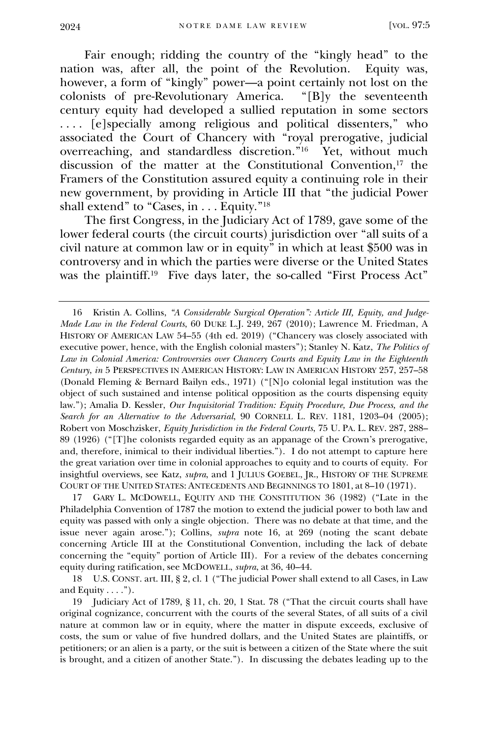Fair enough; ridding the country of the "kingly head" to the nation was, after all, the point of the Revolution. Equity was, however, a form of "kingly" power—a point certainly not lost on the colonists of pre-Revolutionary America. "[B]y the seventeenth century equity had developed a sullied reputation in some sectors . . . . [e]specially among religious and political dissenters," who associated the Court of Chancery with "royal prerogative, judicial overreaching, and standardless discretion."[16] Yet, without much discussion of the matter at the Constitutional Convention,[17] the Framers of the Constitution assured equity a continuing role in their new government, by providing in Article III that "the judicial Power shall extend" to "Cases, in . . . Equity."[18]

The first Congress, in the Judiciary Act of 1789, gave some of the lower federal courts (the circuit courts) jurisdiction over "all suits of a civil nature at common law or in equity" in which at least $500 was in controversy and in which the parties were diverse or the United States was the plaintiff.[19] Five days later, the so-called "First Process Act"

---

16 Kristin A. Collins, *"A Considerable Surgical Operation": Article III, Equity, and Judge-Made Law in the Federal Courts*, 60 DUKE L.J. 249, 267 (2010); Lawrence M. Friedman, A HISTORY OF AMERICAN LAW 54–55 (4th ed. 2019) ("Chancery was closely associated with executive power, hence, with the English colonial masters"); Stanley N. Katz, *The Politics of Law in Colonial America: Controversies over Chancery Courts and Equity Law in the Eighteenth Century*, *in* 5 PERSPECTIVES IN AMERICAN HISTORY: LAW IN AMERICAN HISTORY 257, 257–58 (Donald Fleming & Bernard Bailyn eds., 1971) ("[N]o colonial legal institution was the object of such sustained and intense political opposition as the courts dispensing equity law."); Amalia D. Kessler, *Our Inquisitorial Tradition: Equity Procedure, Due Process, and the Search for an Alternative to the Adversarial*, 90 CORNELL L. REV. 1181, 1203–04 (2005); Robert von Moschzisker, *Equity Jurisdiction in the Federal Courts*, 75 U. PA. L. REV. 287, 288–89 (1926) ("[T]he colonists regarded equity as an appanage of the Crown's prerogative, and, therefore, inimical to their individual liberties."). I do not attempt to capture here the great variation over time in colonial approaches to equity and to courts of equity. For insightful overviews, see Katz, *supra*, and 1 JULIUS GOEBEL, JR., HISTORY OF THE SUPREME COURT OF THE UNITED STATES: ANTECEDENTS AND BEGINNINGS TO 1801, at 8–10 (1971).

17 GARY L. MCDOWELL, EQUITY AND THE CONSTITUTION 36 (1982) ("Late in the Philadelphia Convention of 1787 the motion to extend the judicial power to both law and equity was passed with only a single objection. There was no debate at that time, and the issue never again arose."); Collins, *supra* note 16, at 269 (noting the scant debate concerning Article III at the Constitutional Convention, including the lack of debate concerning the "equity" portion of Article III). For a review of the debates concerning equity during ratification, see MCDOWELL, *supra*, at 36, 40–44.

18 U.S. CONST. art. III, § 2, cl. 1 ("The judicial Power shall extend to all Cases, in Law and Equity . . . .").

19 Judiciary Act of 1789, § 11, ch. 20, 1 Stat. 78 ("That the circuit courts shall have original cognizance, concurrent with the courts of the several States, of all suits of a civil nature at common law or in equity, where the matter in dispute exceeds, exclusive of costs, the sum or value of five hundred dollars, and the United States are plaintiffs, or petitioners; or an alien is a party, or the suit is between a citizen of the State where the suit is brought, and a citizen of another State."). In discussing the debates leading up to the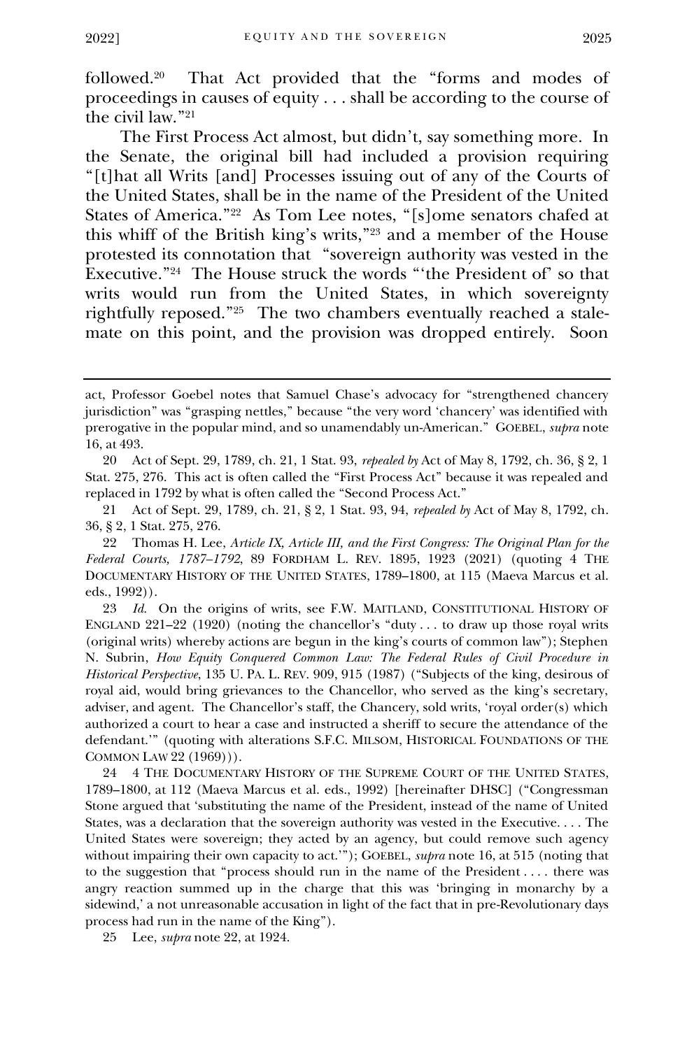followed.[20] That Act provided that the "forms and modes of proceedings in causes of equity . . . shall be according to the course of the civil law."[21]

The First Process Act almost, but didn't, say something more. In the Senate, the original bill had included a provision requiring "[t]hat all Writs [and] Processes issuing out of any of the Courts of the United States, shall be in the name of the President of the United States of America."[22] As Tom Lee notes, "[s]ome senators chafed at this whiff of the British king's writs,"[23] and a member of the House protested its connotation that "sovereign authority was vested in the Executive."[24] The House struck the words "'the President of' so that writs would run from the United States, in which sovereignty rightfully reposed."[25] The two chambers eventually reached a stalemate on this point, and the provision was dropped entirely. Soon

---

act, Professor Goebel notes that Samuel Chase's advocacy for "strengthened chancery jurisdiction" was "grasping nettles," because "the very word 'chancery' was identified with prerogative in the popular mind, and so unamendably un-American." GOEBEL, *supra* note 16, at 493.

20 Act of Sept. 29, 1789, ch. 21, 1 Stat. 93, *repealed by* Act of May 8, 1792, ch. 36, § 2, 1 Stat. 275, 276. This act is often called the "First Process Act" because it was repealed and replaced in 1792 by what is often called the "Second Process Act."

21 Act of Sept. 29, 1789, ch. 21, § 2, 1 Stat. 93, 94, *repealed by* Act of May 8, 1792, ch. 36, § 2, 1 Stat. 275, 276.

22 Thomas H. Lee, *Article IX, Article III, and the First Congress: The Original Plan for the Federal Courts, 1787–1792*, 89 FORDHAM L. REV. 1895, 1923 (2021) (quoting 4 THE DOCUMENTARY HISTORY OF THE UNITED STATES, 1789–1800, at 115 (Maeva Marcus et al. eds., 1992)).

23 *Id.* On the origins of writs, see F.W. MAITLAND, CONSTITUTIONAL HISTORY OF ENGLAND 221–22 (1920) (noting the chancellor's "duty . . . to draw up those royal writs (original writs) whereby actions are begun in the king's courts of common law"); Stephen N. Subrin, *How Equity Conquered Common Law: The Federal Rules of Civil Procedure in Historical Perspective*, 135 U. PA. L. REV. 909, 915 (1987) ("Subjects of the king, desirous of royal aid, would bring grievances to the Chancellor, who served as the king's secretary, adviser, and agent. The Chancellor's staff, the Chancery, sold writs, 'royal order(s) which authorized a court to hear a case and instructed a sheriff to secure the attendance of the defendant.'" (quoting with alterations S.F.C. MILSOM, HISTORICAL FOUNDATIONS OF THE COMMON LAW 22 (1969))).

24 4 THE DOCUMENTARY HISTORY OF THE SUPREME COURT OF THE UNITED STATES, 1789–1800, at 112 (Maeva Marcus et al. eds., 1992) [hereinafter DHSC] ("Congressman Stone argued that 'substituting the name of the President, instead of the name of United States, was a declaration that the sovereign authority was vested in the Executive. . . . The United States were sovereign; they acted by an agency, but could remove such agency without impairing their own capacity to act.'"); GOEBEL, *supra* note 16, at 515 (noting that to the suggestion that "process should run in the name of the President . . . . there was angry reaction summed up in the charge that this was 'bringing in monarchy by a sidewind,' a not unreasonable accusation in light of the fact that in pre-Revolutionary days process had run in the name of the King").

25 Lee, *supra* note 22, at 1924.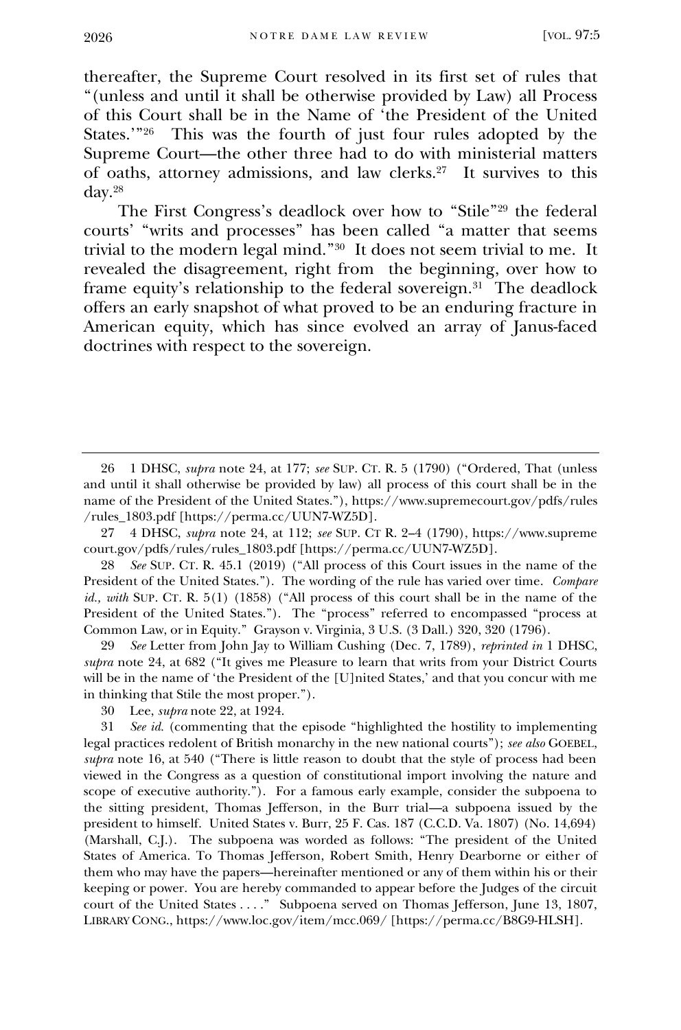thereafter, the Supreme Court resolved in its first set of rules that "(unless and until it shall be otherwise provided by Law) all Process of this Court shall be in the Name of 'the President of the United States.'"[26] This was the fourth of just four rules adopted by the Supreme Court—the other three had to do with ministerial matters of oaths, attorney admissions, and law clerks.[27] It survives to this day.[28]

The First Congress's deadlock over how to "Stile"[29] the federal courts' "writs and processes" has been called "a matter that seems trivial to the modern legal mind."[30] It does not seem trivial to me. It revealed the disagreement, right from the beginning, over how to frame equity's relationship to the federal sovereign.[31] The deadlock offers an early snapshot of what proved to be an enduring fracture in American equity, which has since evolved an array of Janus-faced doctrines with respect to the sovereign.

---

26 1 DHSC, *supra* note 24, at 177; *see* SUP. CT. R. 5 (1790) ("Ordered, That (unless and until it shall otherwise be provided by law) all process of this court shall be in the name of the President of the United States."), https://www.supremecourt.gov/pdfs/rules/rules_1803.pdf [https://perma.cc/UUN7-WZ5D].

27 4 DHSC, *supra* note 24, at 112; *see* SUP. CT R. 2–4 (1790), https://www.supremecourt.gov/pdfs/rules/rules_1803.pdf [https://perma.cc/UUN7-WZ5D].

28 *See* SUP. CT. R. 45.1 (2019) ("All process of this Court issues in the name of the President of the United States."). The wording of the rule has varied over time. *Compare id., with* SUP. CT. R. 5(1) (1858) ("All process of this court shall be in the name of the President of the United States."). The "process" referred to encompassed "process at Common Law, or in Equity." Grayson v. Virginia, 3 U.S. (3 Dall.) 320, 320 (1796).

29 *See* Letter from John Jay to William Cushing (Dec. 7, 1789), *reprinted in* 1 DHSC, *supra* note 24, at 682 ("It gives me Pleasure to learn that writs from your District Courts will be in the name of 'the President of the [U]nited States,' and that you concur with me in thinking that Stile the most proper.").

30 Lee, *supra* note 22, at 1924.

31 *See id.* (commenting that the episode "highlighted the hostility to implementing legal practices redolent of British monarchy in the new national courts"); *see also* GOEBEL, *supra* note 16, at 540 ("There is little reason to doubt that the style of process had been viewed in the Congress as a question of constitutional import involving the nature and scope of executive authority."). For a famous early example, consider the subpoena to the sitting president, Thomas Jefferson, in the Burr trial—a subpoena issued by the president to himself. United States v. Burr, 25 F. Cas. 187 (C.C.D. Va. 1807) (No. 14,694) (Marshall, C.J.). The subpoena was worded as follows: "The president of the United States of America. To Thomas Jefferson, Robert Smith, Henry Dearborne or either of them who may have the papers—hereinafter mentioned or any of them within his or their keeping or power. You are hereby commanded to appear before the Judges of the circuit court of the United States . . . ." Subpoena served on Thomas Jefferson, June 13, 1807, LIBRARY CONG., https://www.loc.gov/item/mcc.069/ [https://perma.cc/B8G9-HLSH].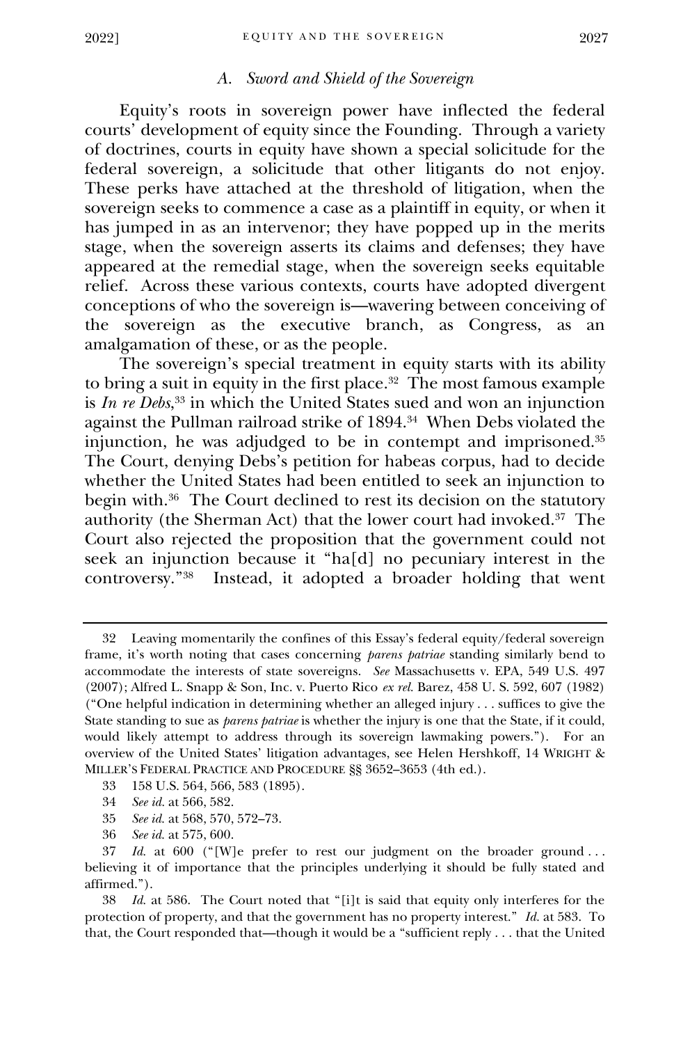### A. *Sword and Shield of the Sovereign*

Equity's roots in sovereign power have inflected the federal courts' development of equity since the Founding. Through a variety of doctrines, courts in equity have shown a special solicitude for the federal sovereign, a solicitude that other litigants do not enjoy. These perks have attached at the threshold of litigation, when the sovereign seeks to commence a case as a plaintiff in equity, or when it has jumped in as an intervenor; they have popped up in the merits stage, when the sovereign asserts its claims and defenses; they have appeared at the remedial stage, when the sovereign seeks equitable relief. Across these various contexts, courts have adopted divergent conceptions of who the sovereign is—wavering between conceiving of the sovereign as the executive branch, as Congress, as an amalgamation of these, or as the people.

The sovereign's special treatment in equity starts with its ability to bring a suit in equity in the first place.[32] The most famous example is *In re Debs*,[33] in which the United States sued and won an injunction against the Pullman railroad strike of 1894.[34] When Debs violated the injunction, he was adjudged to be in contempt and imprisoned.[35] The Court, denying Debs's petition for habeas corpus, had to decide whether the United States had been entitled to seek an injunction to begin with.[36] The Court declined to rest its decision on the statutory authority (the Sherman Act) that the lower court had invoked.[37] The Court also rejected the proposition that the government could not seek an injunction because it "ha[d] no pecuniary interest in the controversy."[38] Instead, it adopted a broader holding that went

---

32 Leaving momentarily the confines of this Essay's federal equity/federal sovereign frame, it's worth noting that cases concerning *parens patriae* standing similarly bend to accommodate the interests of state sovereigns. *See* Massachusetts v. EPA, 549 U.S. 497 (2007); Alfred L. Snapp & Son, Inc. v. Puerto Rico *ex rel.* Barez, 458 U. S. 592, 607 (1982) ("One helpful indication in determining whether an alleged injury . . . suffices to give the State standing to sue as *parens patriae* is whether the injury is one that the State, if it could, would likely attempt to address through its sovereign lawmaking powers."). For an overview of the United States' litigation advantages, see Helen Hershkoff, 14 WRIGHT & MILLER'S FEDERAL PRACTICE AND PROCEDURE §§ 3652–3653 (4th ed.).

33 158 U.S. 564, 566, 583 (1895).

34 *See id.* at 566, 582.

35 *See id.* at 568, 570, 572–73.

36 *See id.* at 575, 600.

37 *Id.* at 600 ("[W]e prefer to rest our judgment on the broader ground . . . believing it of importance that the principles underlying it should be fully stated and affirmed.").

38 *Id.* at 586. The Court noted that "[i]t is said that equity only interferes for the protection of property, and that the government has no property interest." *Id.* at 583. To that, the Court responded that—though it would be a "sufficient reply . . . that the United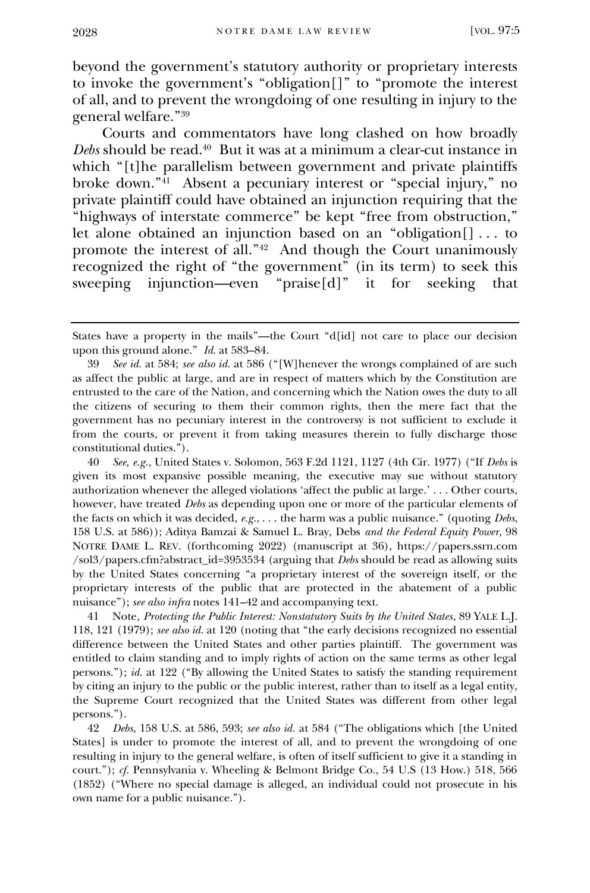beyond the government's statutory authority or proprietary interests to invoke the government's "obligation[]" to "promote the interest of all, and to prevent the wrongdoing of one resulting in injury to the general welfare."[39]

Courts and commentators have long clashed on how broadly *Debs* should be read.[40] But it was at a minimum a clear-cut instance in which "[t]he parallelism between government and private plaintiffs broke down."[41] Absent a pecuniary interest or "special injury," no private plaintiff could have obtained an injunction requiring that the "highways of interstate commerce" be kept "free from obstruction," let alone obtained an injunction based on an "obligation[] . . . to promote the interest of all."[42] And though the Court unanimously recognized the right of "the government" (in its term) to seek this sweeping injunction—even "praise[d]" it for seeking that

---

States have a property in the mails"—the Court "d[id] not care to place our decision upon this ground alone." *Id.* at 583–84.

39 *See id.* at 584; *see also id.* at 586 ("[W]henever the wrongs complained of are such as affect the public at large, and are in respect of matters which by the Constitution are entrusted to the care of the Nation, and concerning which the Nation owes the duty to all the citizens of securing to them their common rights, then the mere fact that the government has no pecuniary interest in the controversy is not sufficient to exclude it from the courts, or prevent it from taking measures therein to fully discharge those constitutional duties.").

40 *See, e.g.*, United States v. Solomon, 563 F.2d 1121, 1127 (4th Cir. 1977) ("If *Debs* is given its most expansive possible meaning, the executive may sue without statutory authorization whenever the alleged violations 'affect the public at large.' . . . Other courts, however, have treated *Debs* as depending upon one or more of the particular elements of the facts on which it was decided, *e.g.*, . . . the harm was a public nuisance." (quoting *Debs*, 158 U.S. at 586)); Aditya Bamzai & Samuel L. Bray, Debs *and the Federal Equity Power*, 98 NOTRE DAME L. REV. (forthcoming 2022) (manuscript at 36), https://papers.ssrn.com/sol3/papers.cfm?abstract_id=3953534 (arguing that *Debs* should be read as allowing suits by the United States concerning "a proprietary interest of the sovereign itself, or the proprietary interests of the public that are protected in the abatement of a public nuisance"); *see also infra* notes 141–42 and accompanying text.

41 Note, *Protecting the Public Interest: Nonstatutory Suits by the United States*, 89 YALE L.J. 118, 121 (1979); *see also id.* at 120 (noting that "the early decisions recognized no essential difference between the United States and other parties plaintiff. The government was entitled to claim standing and to imply rights of action on the same terms as other legal persons."); *id.* at 122 ("By allowing the United States to satisfy the standing requirement by citing an injury to the public or the public interest, rather than to itself as a legal entity, the Supreme Court recognized that the United States was different from other legal persons.").

42 *Debs*, 158 U.S. at 586, 593; *see also id.* at 584 ("The obligations which [the United States] is under to promote the interest of all, and to prevent the wrongdoing of one resulting in injury to the general welfare, is often of itself sufficient to give it a standing in court."); *cf.* Pennsylvania v. Wheeling & Belmont Bridge Co., 54 U.S (13 How.) 518, 566 (1852) ("Where no special damage is alleged, an individual could not prosecute in his own name for a public nuisance.").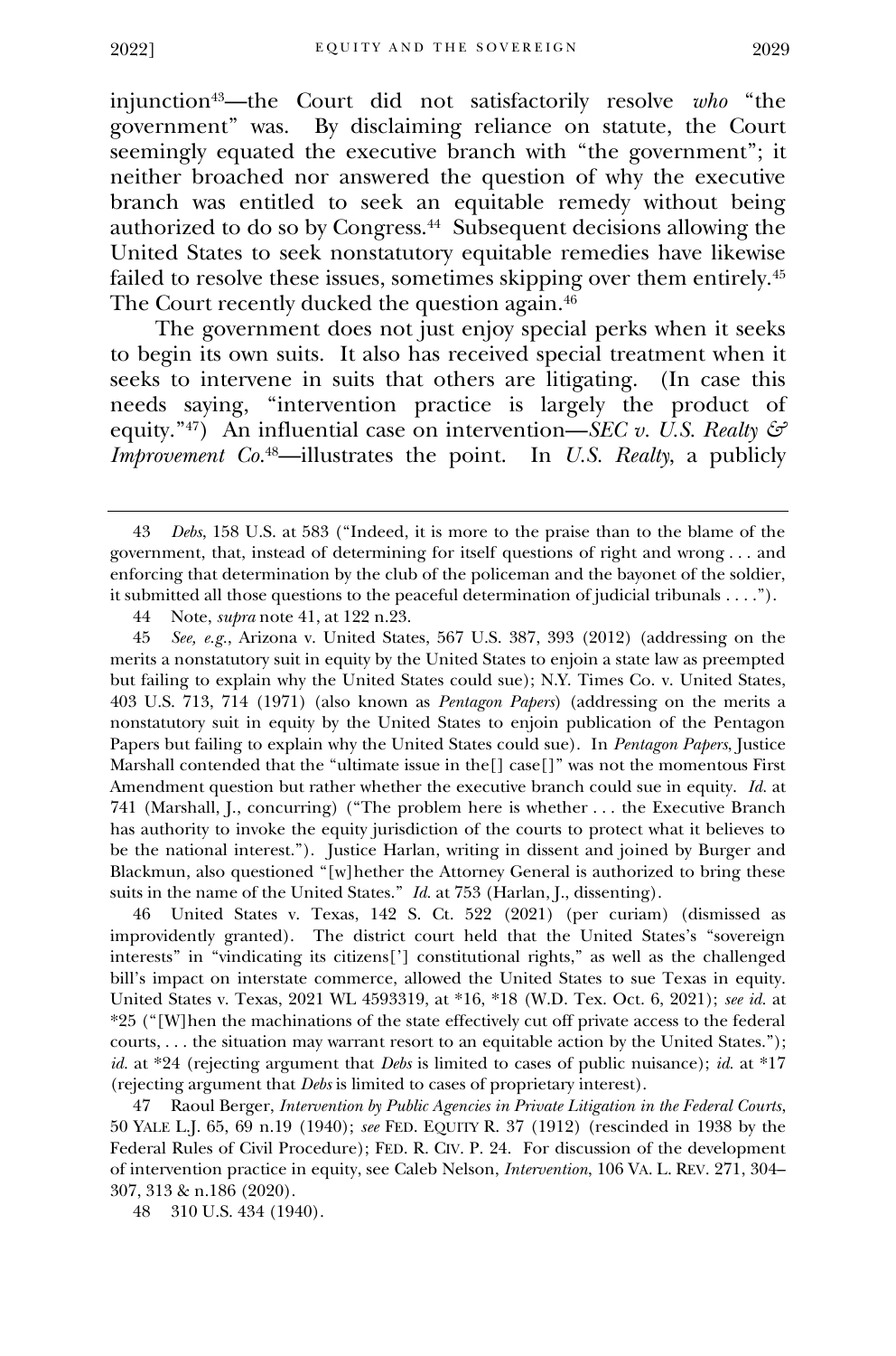injunction[43]—the Court did not satisfactorily resolve *who* "the government" was. By disclaiming reliance on statute, the Court seemingly equated the executive branch with "the government"; it neither broached nor answered the question of why the executive branch was entitled to seek an equitable remedy without being authorized to do so by Congress.[44] Subsequent decisions allowing the United States to seek nonstatutory equitable remedies have likewise failed to resolve these issues, sometimes skipping over them entirely.[45] The Court recently ducked the question again.[46]

The government does not just enjoy special perks when it seeks to begin its own suits. It also has received special treatment when it seeks to intervene in suits that others are litigating. (In case this needs saying, "intervention practice is largely the product of equity."[47]) An influential case on intervention—*SEC v. U.S. Realty & Improvement Co.*[48]—illustrates the point. In *U.S. Realty*, a publicly

---

43 *Debs*, 158 U.S. at 583 ("Indeed, it is more to the praise than to the blame of the government, that, instead of determining for itself questions of right and wrong . . . and enforcing that determination by the club of the policeman and the bayonet of the soldier, it submitted all those questions to the peaceful determination of judicial tribunals . . . .").

44 Note, *supra* note 41, at 122 n.23.

45 *See, e.g.*, Arizona v. United States, 567 U.S. 387, 393 (2012) (addressing on the merits a nonstatutory suit in equity by the United States to enjoin a state law as preempted but failing to explain why the United States could sue); N.Y. Times Co. v. United States, 403 U.S. 713, 714 (1971) (also known as *Pentagon Papers*) (addressing on the merits a nonstatutory suit in equity by the United States to enjoin publication of the Pentagon Papers but failing to explain why the United States could sue). In *Pentagon Papers*, Justice Marshall contended that the "ultimate issue in the[] case[]" was not the momentous First Amendment question but rather whether the executive branch could sue in equity. *Id.* at 741 (Marshall, J., concurring) ("The problem here is whether . . . the Executive Branch has authority to invoke the equity jurisdiction of the courts to protect what it believes to be the national interest."). Justice Harlan, writing in dissent and joined by Burger and Blackmun, also questioned "[w]hether the Attorney General is authorized to bring these suits in the name of the United States." *Id.* at 753 (Harlan, J., dissenting).

46 United States v. Texas, 142 S. Ct. 522 (2021) (per curiam) (dismissed as improvidently granted). The district court held that the United States's "sovereign interests" in "vindicating its citizens['] constitutional rights," as well as the challenged bill's impact on interstate commerce, allowed the United States to sue Texas in equity. United States v. Texas, 2021 WL 4593319, at *16, *18 (W.D. Tex. Oct. 6, 2021); *see id.* at *25 ("[W]hen the machinations of the state effectively cut off private access to the federal courts, . . . the situation may warrant resort to an equitable action by the United States."); *id.* at *24 (rejecting argument that *Debs* is limited to cases of public nuisance); *id.* at *17 (rejecting argument that *Debs* is limited to cases of proprietary interest).

47 Raoul Berger, *Intervention by Public Agencies in Private Litigation in the Federal Courts*, 50 YALE L.J. 65, 69 n.19 (1940); *see* FED. EQUITY R. 37 (1912) (rescinded in 1938 by the Federal Rules of Civil Procedure); FED. R. CIV. P. 24. For discussion of the development of intervention practice in equity, see Caleb Nelson, *Intervention*, 106 VA. L. REV. 271, 304–307, 313 & n.186 (2020).

48 310 U.S. 434 (1940).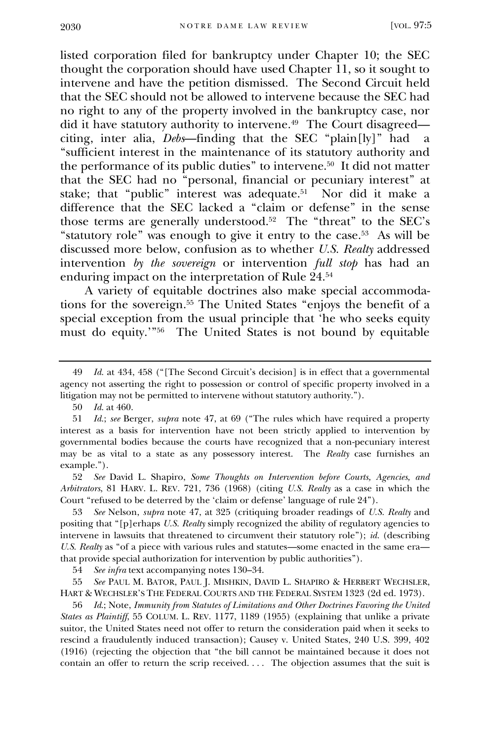listed corporation filed for bankruptcy under Chapter 10; the SEC thought the corporation should have used Chapter 11, so it sought to intervene and have the petition dismissed. The Second Circuit held that the SEC should not be allowed to intervene because the SEC had no right to any of the property involved in the bankruptcy case, nor did it have statutory authority to intervene.[49] The Court disagreed—citing, inter alia, *Debs*—finding that the SEC "plain[ly]" had a "sufficient interest in the maintenance of its statutory authority and the performance of its public duties" to intervene.[50] It did not matter that the SEC had no "personal, financial or pecuniary interest" at stake; that "public" interest was adequate.[51] Nor did it make a difference that the SEC lacked a "claim or defense" in the sense those terms are generally understood.[52] The "threat" to the SEC's "statutory role" was enough to give it entry to the case.[53] As will be discussed more below, confusion as to whether *U.S. Realty* addressed intervention *by the sovereign* or intervention *full stop* has had an enduring impact on the interpretation of Rule 24.[54]

A variety of equitable doctrines also make special accommodations for the sovereign.[55] The United States "enjoys the benefit of a special exception from the usual principle that 'he who seeks equity must do equity.'"[56] The United States is not bound by equitable

---

49 *Id.* at 434, 458 ("[The Second Circuit's decision] is in effect that a governmental agency not asserting the right to possession or control of specific property involved in a litigation may not be permitted to intervene without statutory authority.").

50 *Id.* at 460.

51 *Id.*; *see* Berger, *supra* note 47, at 69 ("The rules which have required a property interest as a basis for intervention have not been strictly applied to intervention by governmental bodies because the courts have recognized that a non-pecuniary interest may be as vital to a state as any possessory interest. The *Realty* case furnishes an example.").

52 *See* David L. Shapiro, *Some Thoughts on Intervention before Courts, Agencies, and Arbitrators*, 81 HARV. L. REV. 721, 736 (1968) (citing *U.S. Realty* as a case in which the Court "refused to be deterred by the 'claim or defense' language of rule 24").

53 *See* Nelson, *supra* note 47, at 325 (critiquing broader readings of *U.S. Realty* and positing that "[p]erhaps *U.S. Realty* simply recognized the ability of regulatory agencies to intervene in lawsuits that threatened to circumvent their statutory role"); *id.* (describing *U.S. Realty* as "of a piece with various rules and statutes—some enacted in the same era—that provide special authorization for intervention by public authorities").

54 *See infra* text accompanying notes 130–34.

55 *See* PAUL M. BATOR, PAUL J. MISHKIN, DAVID L. SHAPIRO & HERBERT WECHSLER, HART & WECHSLER'S THE FEDERAL COURTS AND THE FEDERAL SYSTEM 1323 (2d ed. 1973).

56 *Id.*; Note, *Immunity from Statutes of Limitations and Other Doctrines Favoring the United States as Plaintiff*, 55 COLUM. L. REV. 1177, 1189 (1955) (explaining that unlike a private suitor, the United States need not offer to return the consideration paid when it seeks to rescind a fraudulently induced transaction); Causey v. United States, 240 U.S. 399, 402 (1916) (rejecting the objection that "the bill cannot be maintained because it does not contain an offer to return the scrip received. . . . The objection assumes that the suit is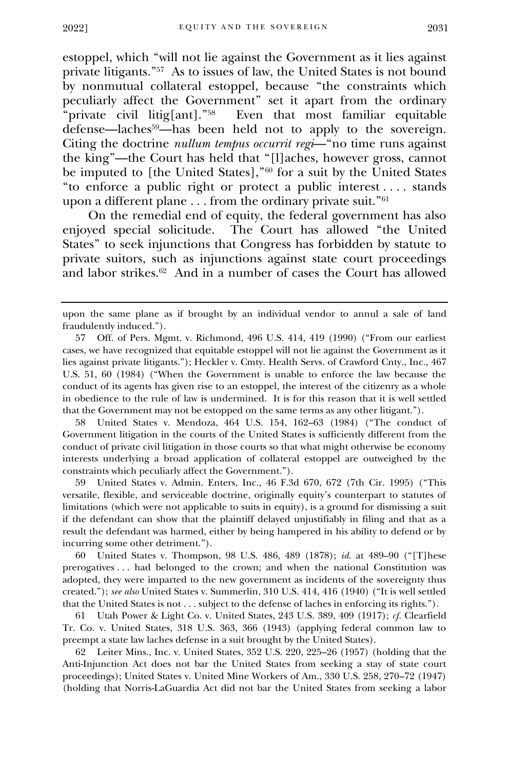estoppel, which "will not lie against the Government as it lies against private litigants."[57] As to issues of law, the United States is not bound by nonmutual collateral estoppel, because "the constraints which peculiarly affect the Government" set it apart from the ordinary "private civil litig[ant]."[58] Even that most familiar equitable defense—laches[59]—has been held not to apply to the sovereign. Citing the doctrine *nullum tempus occurrit regi*—"no time runs against the king"—the Court has held that "[l]aches, however gross, cannot be imputed to [the United States],"[60] for a suit by the United States "to enforce a public right or protect a public interest . . . . stands upon a different plane . . . from the ordinary private suit."[61]

On the remedial end of equity, the federal government has also enjoyed special solicitude. The Court has allowed "the United States" to seek injunctions that Congress has forbidden by statute to private suitors, such as injunctions against state court proceedings and labor strikes.[62] And in a number of cases the Court has allowed

---

upon the same plane as if brought by an individual vendor to annul a sale of land fraudulently induced.").

57 Off. of Pers. Mgmt. v. Richmond, 496 U.S. 414, 419 (1990) ("From our earliest cases, we have recognized that equitable estoppel will not lie against the Government as it lies against private litigants."); Heckler v. Cmty. Health Servs. of Crawford Cnty., Inc., 467 U.S. 51, 60 (1984) ("When the Government is unable to enforce the law because the conduct of its agents has given rise to an estoppel, the interest of the citizenry as a whole in obedience to the rule of law is undermined. It is for this reason that it is well settled that the Government may not be estopped on the same terms as any other litigant.").

58 United States v. Mendoza, 464 U.S. 154, 162–63 (1984) ("The conduct of Government litigation in the courts of the United States is sufficiently different from the conduct of private civil litigation in those courts so that what might otherwise be economy interests underlying a broad application of collateral estoppel are outweighed by the constraints which peculiarly affect the Government.").

59 United States v. Admin. Enters, Inc., 46 F.3d 670, 672 (7th Cir. 1995) ("This versatile, flexible, and serviceable doctrine, originally equity's counterpart to statutes of limitations (which were not applicable to suits in equity), is a ground for dismissing a suit if the defendant can show that the plaintiff delayed unjustifiably in filing and that as a result the defendant was harmed, either by being hampered in his ability to defend or by incurring some other detriment.").

60 United States v. Thompson, 98 U.S. 486, 489 (1878); *id.* at 489–90 ("[T]hese prerogatives . . . had belonged to the crown; and when the national Constitution was adopted, they were imparted to the new government as incidents of the sovereignty thus created."); *see also* United States v. Summerlin, 310 U.S. 414, 416 (1940) ("It is well settled that the United States is not . . . subject to the defense of laches in enforcing its rights.").

61 Utah Power & Light Co. v. United States, 243 U.S. 389, 409 (1917); *cf.* Clearfield Tr. Co. v. United States, 318 U.S. 363, 366 (1943) (applying federal common law to preempt a state law laches defense in a suit brought by the United States).

62 Leiter Mins., Inc. v. United States, 352 U.S. 220, 225–26 (1957) (holding that the Anti-Injunction Act does not bar the United States from seeking a stay of state court proceedings); United States v. United Mine Workers of Am., 330 U.S. 258, 270–72 (1947) (holding that Norris-LaGuardia Act did not bar the United States from seeking a labor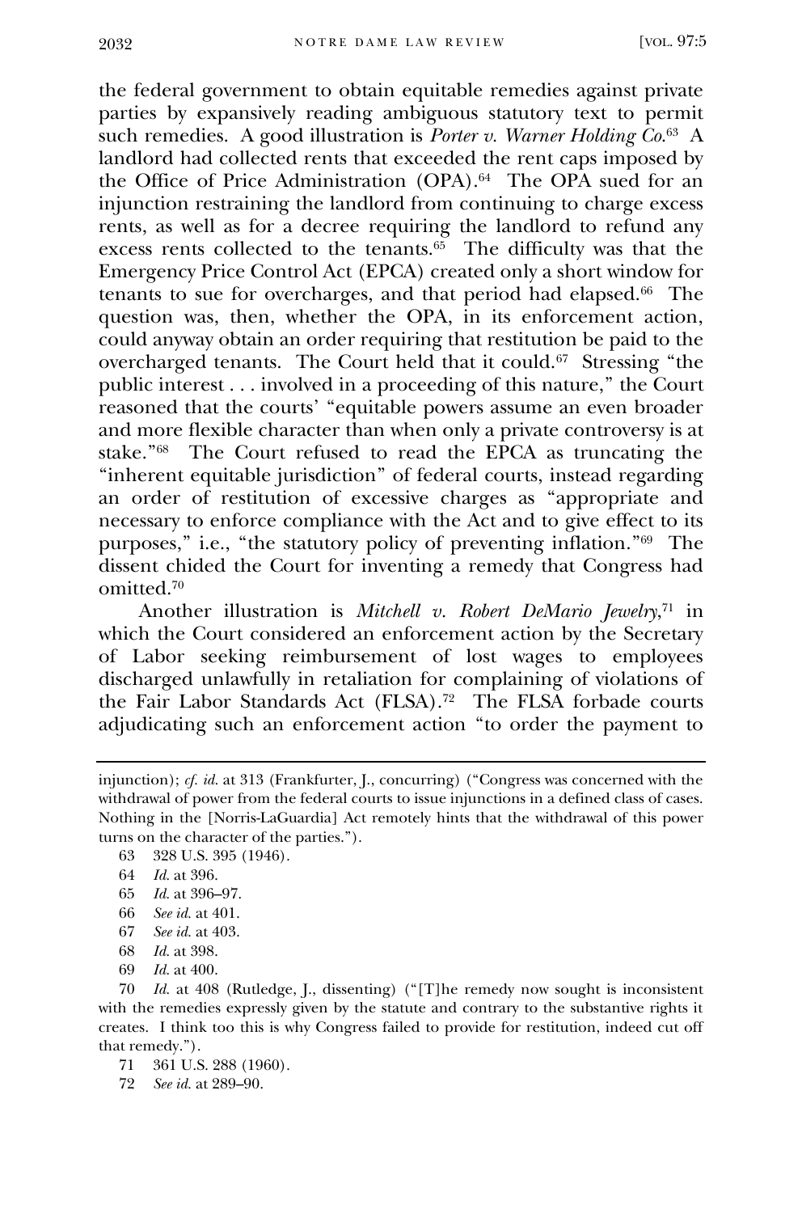the federal government to obtain equitable remedies against private parties by expansively reading ambiguous statutory text to permit such remedies. A good illustration is *Porter v. Warner Holding Co.*[63] A landlord had collected rents that exceeded the rent caps imposed by the Office of Price Administration (OPA).[64] The OPA sued for an injunction restraining the landlord from continuing to charge excess rents, as well as for a decree requiring the landlord to refund any excess rents collected to the tenants.[65] The difficulty was that the Emergency Price Control Act (EPCA) created only a short window for tenants to sue for overcharges, and that period had elapsed.[66] The question was, then, whether the OPA, in its enforcement action, could anyway obtain an order requiring that restitution be paid to the overcharged tenants. The Court held that it could.[67] Stressing "the public interest . . . involved in a proceeding of this nature," the Court reasoned that the courts' "equitable powers assume an even broader and more flexible character than when only a private controversy is at stake."[68] The Court refused to read the EPCA as truncating the "inherent equitable jurisdiction" of federal courts, instead regarding an order of restitution of excessive charges as "appropriate and necessary to enforce compliance with the Act and to give effect to its purposes," i.e., "the statutory policy of preventing inflation."[69] The dissent chided the Court for inventing a remedy that Congress had omitted.[70]

Another illustration is *Mitchell v. Robert DeMario Jewelry*,[71] in which the Court considered an enforcement action by the Secretary of Labor seeking reimbursement of lost wages to employees discharged unlawfully in retaliation for complaining of violations of the Fair Labor Standards Act (FLSA).[72] The FLSA forbade courts adjudicating such an enforcement action "to order the payment to

---

injunction); *cf. id.* at 313 (Frankfurter, J., concurring) ("Congress was concerned with the withdrawal of power from the federal courts to issue injunctions in a defined class of cases. Nothing in the [Norris-LaGuardia] Act remotely hints that the withdrawal of this power turns on the character of the parties.").

63 328 U.S. 395 (1946).

64 *Id.* at 396.

65 *Id.* at 396–97.

66 *See id.* at 401.

67 *See id.* at 403.

68 *Id.* at 398.

69 *Id.* at 400.

70 *Id.* at 408 (Rutledge, J., dissenting) ("[T]he remedy now sought is inconsistent with the remedies expressly given by the statute and contrary to the substantive rights it creates. I think too this is why Congress failed to provide for restitution, indeed cut off that remedy.").

71 361 U.S. 288 (1960).

72 *See id.* at 289–90.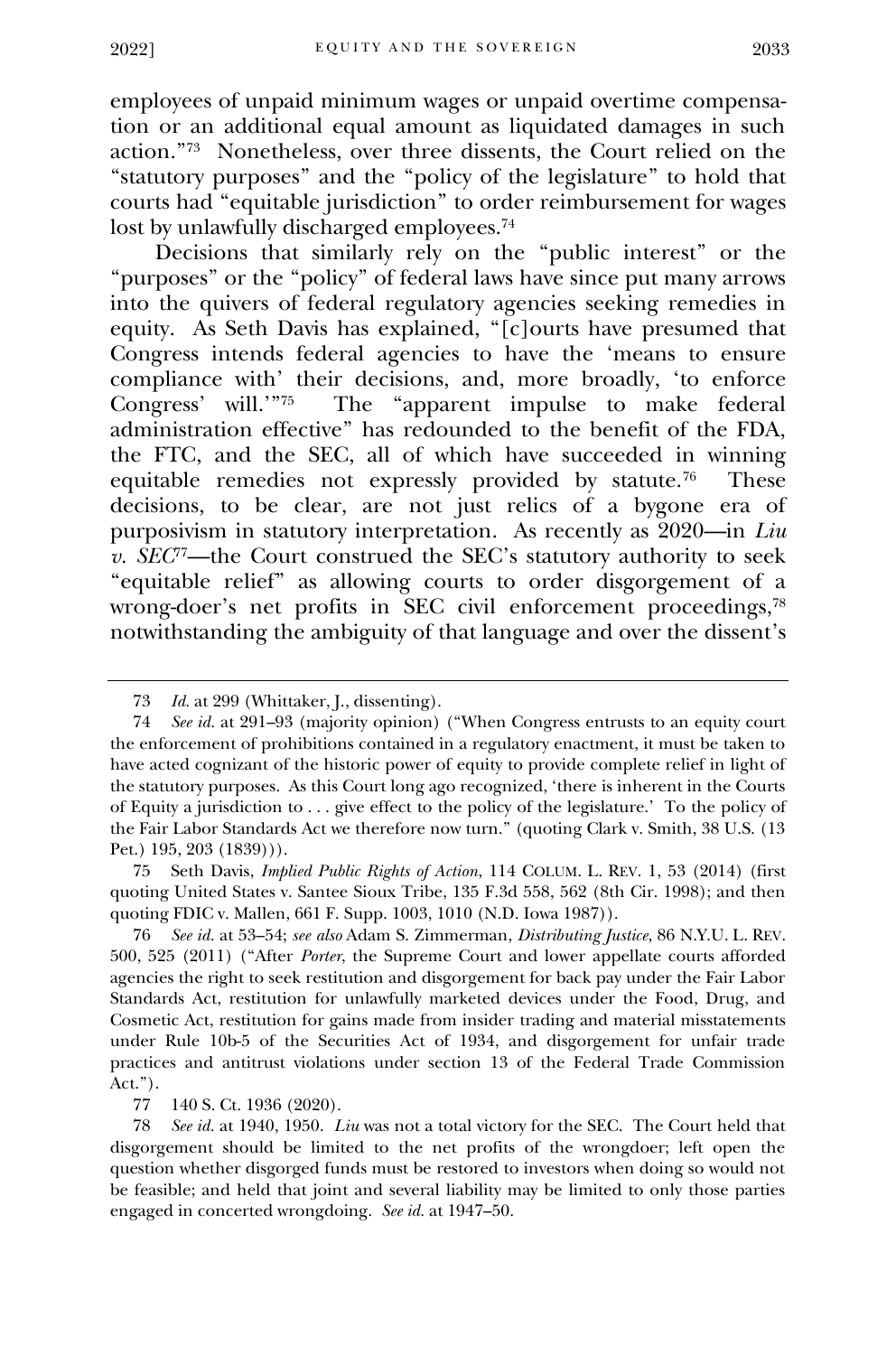employees of unpaid minimum wages or unpaid overtime compensation or an additional equal amount as liquidated damages in such action."[73] Nonetheless, over three dissents, the Court relied on the "statutory purposes" and the "policy of the legislature" to hold that courts had "equitable jurisdiction" to order reimbursement for wages lost by unlawfully discharged employees.[74]

Decisions that similarly rely on the "public interest" or the "purposes" or the "policy" of federal laws have since put many arrows into the quivers of federal regulatory agencies seeking remedies in equity. As Seth Davis has explained, "[c]ourts have presumed that Congress intends federal agencies to have the 'means to ensure compliance with' their decisions, and, more broadly, 'to enforce Congress' will.'"[75] The "apparent impulse to make federal administration effective" has redounded to the benefit of the FDA, the FTC, and the SEC, all of which have succeeded in winning equitable remedies not expressly provided by statute.[76] These decisions, to be clear, are not just relics of a bygone era of purposivism in statutory interpretation. As recently as 2020—in *Liu v. SEC*[77]—the Court construed the SEC's statutory authority to seek "equitable relief" as allowing courts to order disgorgement of a wrong-doer's net profits in SEC civil enforcement proceedings,[78] notwithstanding the ambiguity of that language and over the dissent's

---

73 *Id.* at 299 (Whittaker, J., dissenting).

74 *See id.* at 291–93 (majority opinion) ("When Congress entrusts to an equity court the enforcement of prohibitions contained in a regulatory enactment, it must be taken to have acted cognizant of the historic power of equity to provide complete relief in light of the statutory purposes. As this Court long ago recognized, 'there is inherent in the Courts of Equity a jurisdiction to . . . give effect to the policy of the legislature.' To the policy of the Fair Labor Standards Act we therefore now turn." (quoting Clark v. Smith, 38 U.S. (13 Pet.) 195, 203 (1839))).

75 Seth Davis, *Implied Public Rights of Action*, 114 COLUM. L. REV. 1, 53 (2014) (first quoting United States v. Santee Sioux Tribe, 135 F.3d 558, 562 (8th Cir. 1998); and then quoting FDIC v. Mallen, 661 F. Supp. 1003, 1010 (N.D. Iowa 1987)).

76 *See id.* at 53–54; *see also* Adam S. Zimmerman, *Distributing Justice*, 86 N.Y.U. L. REV. 500, 525 (2011) ("After *Porter*, the Supreme Court and lower appellate courts afforded agencies the right to seek restitution and disgorgement for back pay under the Fair Labor Standards Act, restitution for unlawfully marketed devices under the Food, Drug, and Cosmetic Act, restitution for gains made from insider trading and material misstatements under Rule 10b-5 of the Securities Act of 1934, and disgorgement for unfair trade practices and antitrust violations under section 13 of the Federal Trade Commission Act.").

77 140 S. Ct. 1936 (2020).

78 *See id.* at 1940, 1950. *Liu* was not a total victory for the SEC. The Court held that disgorgement should be limited to the net profits of the wrongdoer; left open the question whether disgorged funds must be restored to investors when doing so would not be feasible; and held that joint and several liability may be limited to only those parties engaged in concerted wrongdoing. *See id.* at 1947–50.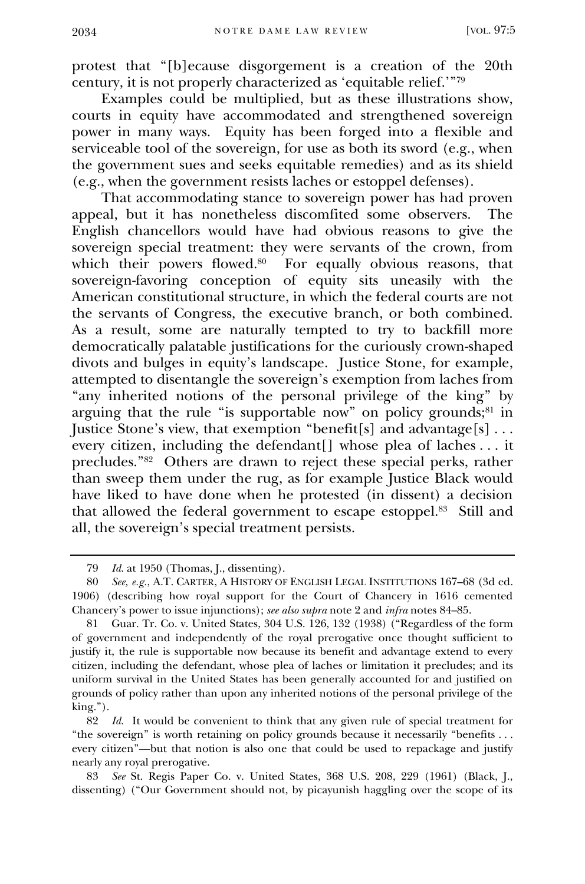protest that "[b]ecause disgorgement is a creation of the 20th century, it is not properly characterized as 'equitable relief.'"[79]

Examples could be multiplied, but as these illustrations show, courts in equity have accommodated and strengthened sovereign power in many ways. Equity has been forged into a flexible and serviceable tool of the sovereign, for use as both its sword (e.g., when the government sues and seeks equitable remedies) and as its shield (e.g., when the government resists laches or estoppel defenses).

That accommodating stance to sovereign power has had proven appeal, but it has nonetheless discomfited some observers. The English chancellors would have had obvious reasons to give the sovereign special treatment: they were servants of the crown, from which their powers flowed.[80] For equally obvious reasons, that sovereign-favoring conception of equity sits uneasily with the American constitutional structure, in which the federal courts are not the servants of Congress, the executive branch, or both combined. As a result, some are naturally tempted to try to backfill more democratically palatable justifications for the curiously crown-shaped divots and bulges in equity's landscape. Justice Stone, for example, attempted to disentangle the sovereign's exemption from laches from "any inherited notions of the personal privilege of the king" by arguing that the rule "is supportable now" on policy grounds;[81] in Justice Stone's view, that exemption "benefit[s] and advantage[s] . . . every citizen, including the defendant[] whose plea of laches . . . it precludes."[82] Others are drawn to reject these special perks, rather than sweep them under the rug, as for example Justice Black would have liked to have done when he protested (in dissent) a decision that allowed the federal government to escape estoppel.[83] Still and all, the sovereign's special treatment persists.

---

79 *Id.* at 1950 (Thomas, J., dissenting).

80 *See, e.g.*, A.T. CARTER, A HISTORY OF ENGLISH LEGAL INSTITUTIONS 167–68 (3d ed. 1906) (describing how royal support for the Court of Chancery in 1616 cemented Chancery's power to issue injunctions); *see also supra* note 2 and *infra* notes 84–85.

81 Guar. Tr. Co. v. United States, 304 U.S. 126, 132 (1938) ("Regardless of the form of government and independently of the royal prerogative once thought sufficient to justify it, the rule is supportable now because its benefit and advantage extend to every citizen, including the defendant, whose plea of laches or limitation it precludes; and its uniform survival in the United States has been generally accounted for and justified on grounds of policy rather than upon any inherited notions of the personal privilege of the king.").

82 *Id.* It would be convenient to think that any given rule of special treatment for "the sovereign" is worth retaining on policy grounds because it necessarily "benefits . . . every citizen"—but that notion is also one that could be used to repackage and justify nearly any royal prerogative.

83 *See* St. Regis Paper Co. v. United States, 368 U.S. 208, 229 (1961) (Black, J., dissenting) ("Our Government should not, by picayunish haggling over the scope of its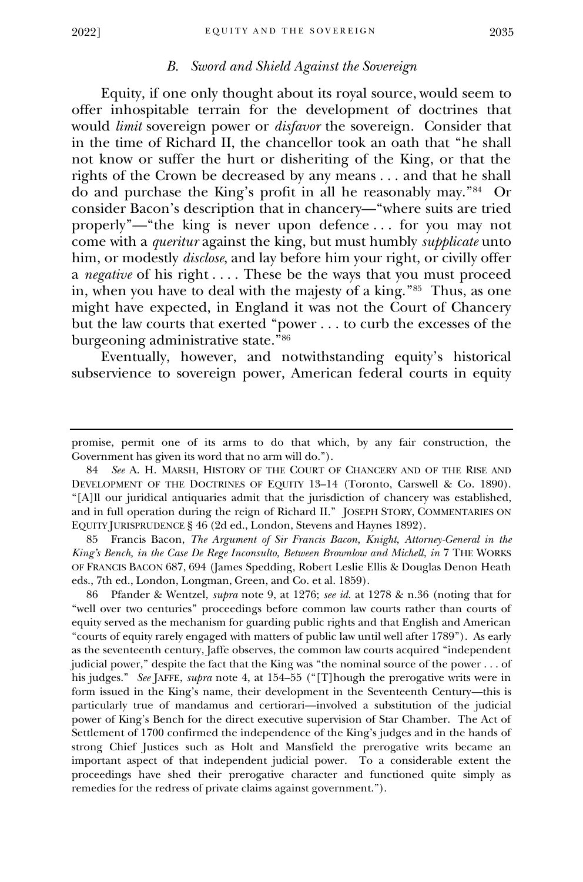### *B. Sword and Shield Against the Sovereign*

Equity, if one only thought about its royal source, would seem to offer inhospitable terrain for the development of doctrines that would *limit* sovereign power or *disfavor* the sovereign. Consider that in the time of Richard II, the chancellor took an oath that "he shall not know or suffer the hurt or disheriting of the King, or that the rights of the Crown be decreased by any means . . . and that he shall do and purchase the King's profit in all he reasonably may."[84] Or consider Bacon's description that in chancery—"where suits are tried properly"—"the king is never upon defence . . . for you may not come with a *queritur* against the king, but must humbly *supplicate* unto him, or modestly *disclose*, and lay before him your right, or civilly offer a *negative* of his right . . . . These be the ways that you must proceed in, when you have to deal with the majesty of a king."[85] Thus, as one might have expected, in England it was not the Court of Chancery but the law courts that exerted "power . . . to curb the excesses of the burgeoning administrative state."[86]

Eventually, however, and notwithstanding equity's historical subservience to sovereign power, American federal courts in equity

---

promise, permit one of its arms to do that which, by any fair construction, the Government has given its word that no arm will do.").

84 *See* A. H. MARSH, HISTORY OF THE COURT OF CHANCERY AND OF THE RISE AND DEVELOPMENT OF THE DOCTRINES OF EQUITY 13–14 (Toronto, Carswell & Co. 1890). "[A]ll our juridical antiquaries admit that the jurisdiction of chancery was established, and in full operation during the reign of Richard II." JOSEPH STORY, COMMENTARIES ON EQUITY JURISPRUDENCE § 46 (2d ed., London, Stevens and Haynes 1892).

85 Francis Bacon, *The Argument of Sir Francis Bacon, Knight, Attorney-General in the King's Bench, in the Case De Rege Inconsulto, Between Brownlow and Michell*, *in* 7 THE WORKS OF FRANCIS BACON 687, 694 (James Spedding, Robert Leslie Ellis & Douglas Denon Heath eds., 7th ed., London, Longman, Green, and Co. et al. 1859).

86 Pfander & Wentzel, *supra* note 9, at 1276; *see id.* at 1278 & n.36 (noting that for "well over two centuries" proceedings before common law courts rather than courts of equity served as the mechanism for guarding public rights and that English and American "courts of equity rarely engaged with matters of public law until well after 1789"). As early as the seventeenth century, Jaffe observes, the common law courts acquired "independent judicial power," despite the fact that the King was "the nominal source of the power . . . of his judges." *See* JAFFE, *supra* note 4, at 154–55 ("[T]hough the prerogative writs were in form issued in the King's name, their development in the Seventeenth Century—this is particularly true of mandamus and certiorari—involved a substitution of the judicial power of King's Bench for the direct executive supervision of Star Chamber. The Act of Settlement of 1700 confirmed the independence of the King's judges and in the hands of strong Chief Justices such as Holt and Mansfield the prerogative writs became an important aspect of that independent judicial power. To a considerable extent the proceedings have shed their prerogative character and functioned quite simply as remedies for the redress of private claims against government.").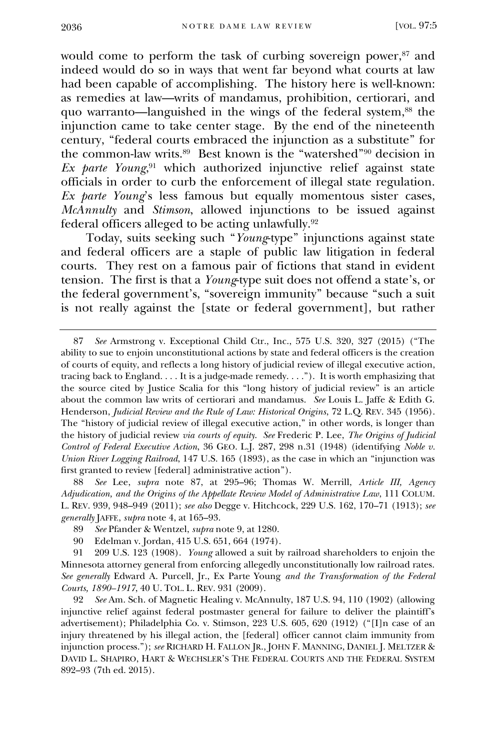would come to perform the task of curbing sovereign power,[87] and indeed would do so in ways that went far beyond what courts at law had been capable of accomplishing. The history here is well-known: as remedies at law—writs of mandamus, prohibition, certiorari, and quo warranto—languished in the wings of the federal system,[88] the injunction came to take center stage. By the end of the nineteenth century, "federal courts embraced the injunction as a substitute" for the common-law writs.[89] Best known is the "watershed"[90] decision in *Ex parte Young*,[91] which authorized injunctive relief against state officials in order to curb the enforcement of illegal state regulation. *Ex parte Young*'s less famous but equally momentous sister cases, *McAnnulty* and *Stimson*, allowed injunctions to be issued against federal officers alleged to be acting unlawfully.[92]

Today, suits seeking such "*Young*-type" injunctions against state and federal officers are a staple of public law litigation in federal courts. They rest on a famous pair of fictions that stand in evident tension. The first is that a *Young*-type suit does not offend a state's, or the federal government's, "sovereign immunity" because "such a suit is not really against the [state or federal government], but rather

---

87 *See* Armstrong v. Exceptional Child Ctr., Inc., 575 U.S. 320, 327 (2015) ("The ability to sue to enjoin unconstitutional actions by state and federal officers is the creation of courts of equity, and reflects a long history of judicial review of illegal executive action, tracing back to England. . . . It is a judge-made remedy. . . ."). It is worth emphasizing that the source cited by Justice Scalia for this "long history of judicial review" is an article about the common law writs of certiorari and mandamus. *See* Louis L. Jaffe & Edith G. Henderson, *Judicial Review and the Rule of Law: Historical Origins*, 72 L.Q. REV. 345 (1956). The "history of judicial review of illegal executive action," in other words, is longer than the history of judicial review *via courts of equity*. *See* Frederic P. Lee, *The Origins of Judicial Control of Federal Executive Action*, 36 GEO. L.J. 287, 298 n.31 (1948) (identifying *Noble v. Union River Logging Railroad*, 147 U.S. 165 (1893), as the case in which an "injunction was first granted to review [federal] administrative action").

88 *See* Lee, *supra* note 87, at 295–96; Thomas W. Merrill, *Article III, Agency Adjudication, and the Origins of the Appellate Review Model of Administrative Law*, 111 COLUM. L. REV. 939, 948–949 (2011); *see also* Degge v. Hitchcock, 229 U.S. 162, 170–71 (1913); *see generally* JAFFE, *supra* note 4, at 165–93.

89 *See* Pfander & Wentzel, *supra* note 9, at 1280.

90 Edelman v. Jordan, 415 U.S. 651, 664 (1974).

91 209 U.S. 123 (1908). *Young* allowed a suit by railroad shareholders to enjoin the Minnesota attorney general from enforcing allegedly unconstitutionally low railroad rates. *See generally* Edward A. Purcell, Jr., Ex Parte Young *and the Transformation of the Federal Courts, 1890–1917*, 40 U. TOL. L. REV. 931 (2009).

92 *See* Am. Sch. of Magnetic Healing v. McAnnulty, 187 U.S. 94, 110 (1902) (allowing injunctive relief against federal postmaster general for failure to deliver the plaintiff's advertisement); Philadelphia Co. v. Stimson, 223 U.S. 605, 620 (1912) ("[I]n case of an injury threatened by his illegal action, the [federal] officer cannot claim immunity from injunction process."); *see* RICHARD H. FALLON JR., JOHN F. MANNING, DANIEL J. MELTZER & DAVID L. SHAPIRO, HART & WECHSLER'S THE FEDERAL COURTS AND THE FEDERAL SYSTEM 892–93 (7th ed. 2015).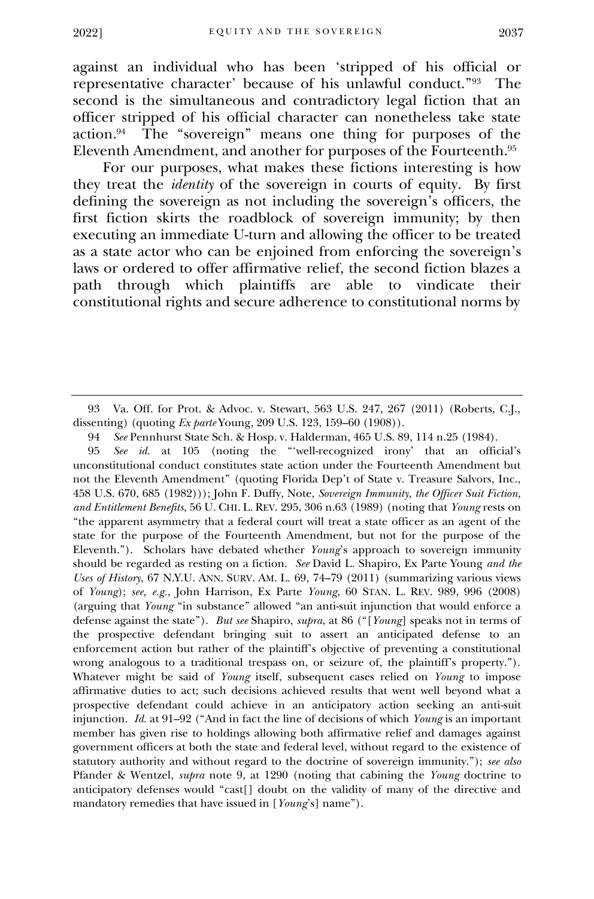against an individual who has been 'stripped of his official or representative character' because of his unlawful conduct."[93] The second is the simultaneous and contradictory legal fiction that an officer stripped of his official character can nonetheless take state action.[94] The "sovereign" means one thing for purposes of the Eleventh Amendment, and another for purposes of the Fourteenth.[95]

For our purposes, what makes these fictions interesting is how they treat the *identity* of the sovereign in courts of equity. By first defining the sovereign as not including the sovereign's officers, the first fiction skirts the roadblock of sovereign immunity; by then executing an immediate U-turn and allowing the officer to be treated as a state actor who can be enjoined from enforcing the sovereign's laws or ordered to offer affirmative relief, the second fiction blazes a path through which plaintiffs are able to vindicate their constitutional rights and secure adherence to constitutional norms by

---

93 Va. Off. for Prot. & Advoc. v. Stewart, 563 U.S. 247, 267 (2011) (Roberts, C.J., dissenting) (quoting *Ex parte* Young, 209 U.S. 123, 159–60 (1908)).

94 *See* Pennhurst State Sch. & Hosp. v. Halderman, 465 U.S. 89, 114 n.25 (1984).

95 *See id.* at 105 (noting the "'well-recognized irony' that an official's unconstitutional conduct constitutes state action under the Fourteenth Amendment but not the Eleventh Amendment" (quoting Florida Dep't of State v. Treasure Salvors, Inc., 458 U.S. 670, 685 (1982))); John F. Duffy, Note, *Sovereign Immunity, the Officer Suit Fiction, and Entitlement Benefits*, 56 U. CHI. L. REV. 295, 306 n.63 (1989) (noting that *Young* rests on "the apparent asymmetry that a federal court will treat a state officer as an agent of the state for the purpose of the Fourteenth Amendment, but not for the purpose of the Eleventh."). Scholars have debated whether *Young*'s approach to sovereign immunity should be regarded as resting on a fiction. *See* David L. Shapiro, Ex Parte Young *and the Uses of History*, 67 N.Y.U. ANN. SURV. AM. L. 69, 74–79 (2011) (summarizing various views of *Young*); *see, e.g.*, John Harrison, Ex Parte *Young*, 60 STAN. L. REV. 989, 996 (2008) (arguing that *Young* "in substance" allowed "an anti-suit injunction that would enforce a defense against the state"). *But see* Shapiro, *supra*, at 86 ("[*Young*] speaks not in terms of the prospective defendant bringing suit to assert an anticipated defense to an enforcement action but rather of the plaintiff's objective of preventing a constitutional wrong analogous to a traditional trespass on, or seizure of, the plaintiff's property."). Whatever might be said of *Young* itself, subsequent cases relied on *Young* to impose affirmative duties to act; such decisions achieved results that went well beyond what a prospective defendant could achieve in an anticipatory action seeking an anti-suit injunction. *Id.* at 91–92 ("And in fact the line of decisions of which *Young* is an important member has given rise to holdings allowing both affirmative relief and damages against government officers at both the state and federal level, without regard to the existence of statutory authority and without regard to the doctrine of sovereign immunity."); *see also* Pfander & Wentzel, *supra* note 9, at 1290 (noting that cabining the *Young* doctrine to anticipatory defenses would "cast[] doubt on the validity of many of the directive and mandatory remedies that have issued in [*Young*'s] name").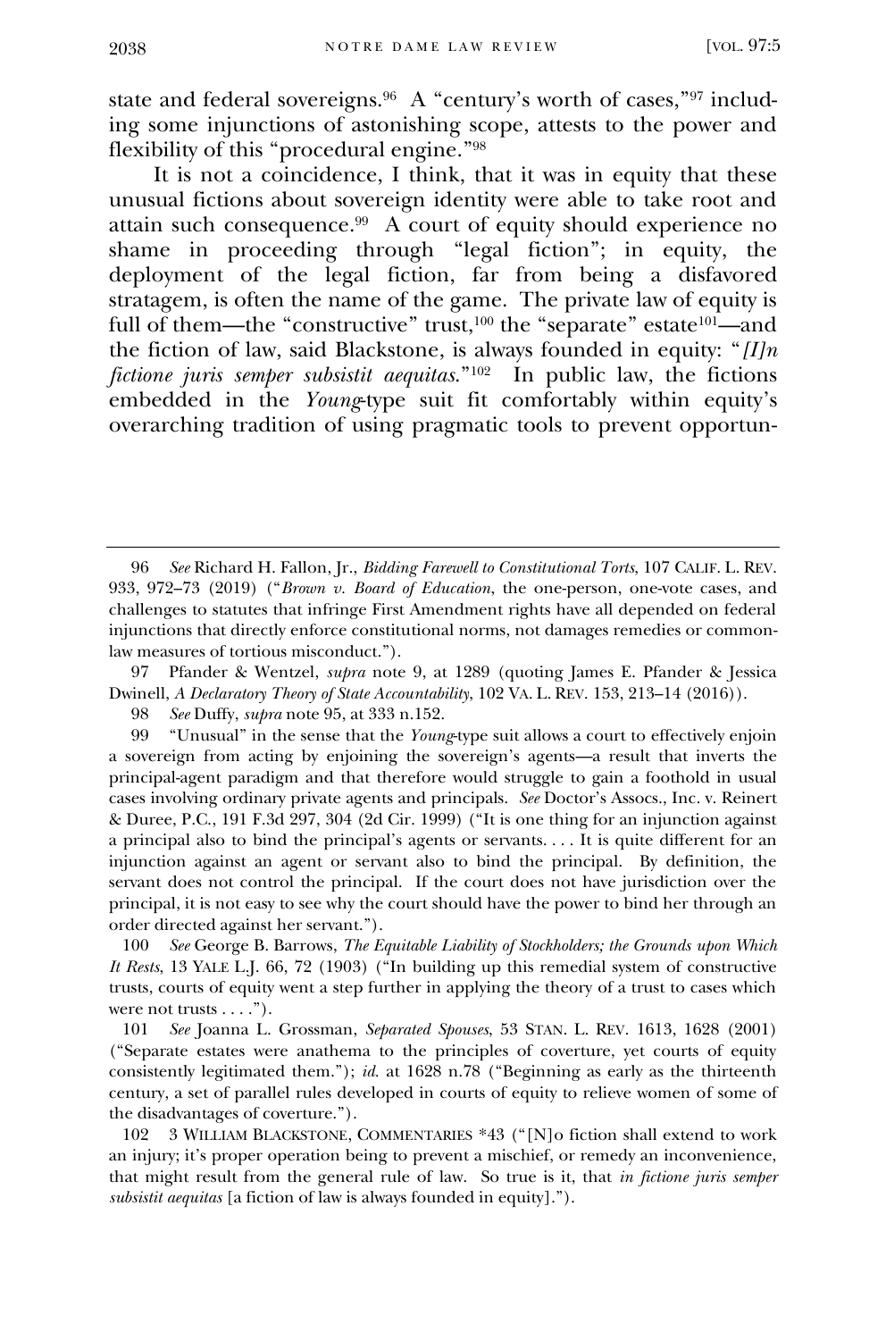state and federal sovereigns.[96] A "century's worth of cases,"[97] including some injunctions of astonishing scope, attests to the power and flexibility of this "procedural engine."[98]

It is not a coincidence, I think, that it was in equity that these unusual fictions about sovereign identity were able to take root and attain such consequence.[99] A court of equity should experience no shame in proceeding through "legal fiction"; in equity, the deployment of the legal fiction, far from being a disfavored stratagem, is often the name of the game. The private law of equity is full of them—the "constructive" trust,[100] the "separate" estate[101]—and the fiction of law, said Blackstone, is always founded in equity: "*[I]n fictione juris semper subsistit aequitas*."[102] In public law, the fictions embedded in the *Young*-type suit fit comfortably within equity's overarching tradition of using pragmatic tools to prevent opportun-

---

96 *See* Richard H. Fallon, Jr., *Bidding Farewell to Constitutional Torts*, 107 CALIF. L. REV. 933, 972–73 (2019) ("*Brown v. Board of Education*, the one-person, one-vote cases, and challenges to statutes that infringe First Amendment rights have all depended on federal injunctions that directly enforce constitutional norms, not damages remedies or common-law measures of tortious misconduct.").

97 Pfander & Wentzel, *supra* note 9, at 1289 (quoting James E. Pfander & Jessica Dwinell, *A Declaratory Theory of State Accountability*, 102 VA. L. REV. 153, 213–14 (2016)).

98 *See* Duffy, *supra* note 95, at 333 n.152.

99 "Unusual" in the sense that the *Young*-type suit allows a court to effectively enjoin a sovereign from acting by enjoining the sovereign's agents—a result that inverts the principal-agent paradigm and that therefore would struggle to gain a foothold in usual cases involving ordinary private agents and principals. *See* Doctor's Assocs., Inc. v. Reinert & Duree, P.C., 191 F.3d 297, 304 (2d Cir. 1999) ("It is one thing for an injunction against a principal also to bind the principal's agents or servants. . . . It is quite different for an injunction against an agent or servant also to bind the principal. By definition, the servant does not control the principal. If the court does not have jurisdiction over the principal, it is not easy to see why the court should have the power to bind her through an order directed against her servant.").

100 *See* George B. Barrows, *The Equitable Liability of Stockholders; the Grounds upon Which It Rests*, 13 YALE L.J. 66, 72 (1903) ("In building up this remedial system of constructive trusts, courts of equity went a step further in applying the theory of a trust to cases which were not trusts . . . .").

101 *See* Joanna L. Grossman, *Separated Spouses*, 53 STAN. L. REV. 1613, 1628 (2001) ("Separate estates were anathema to the principles of coverture, yet courts of equity consistently legitimated them."); *id.* at 1628 n.78 ("Beginning as early as the thirteenth century, a set of parallel rules developed in courts of equity to relieve women of some of the disadvantages of coverture.").

102 3 WILLIAM BLACKSTONE, COMMENTARIES *43 ("[N]o fiction shall extend to work an injury; it's proper operation being to prevent a mischief, or remedy an inconvenience, that might result from the general rule of law. So true is it, that *in fictione juris semper subsistit aequitas* [a fiction of law is always founded in equity].").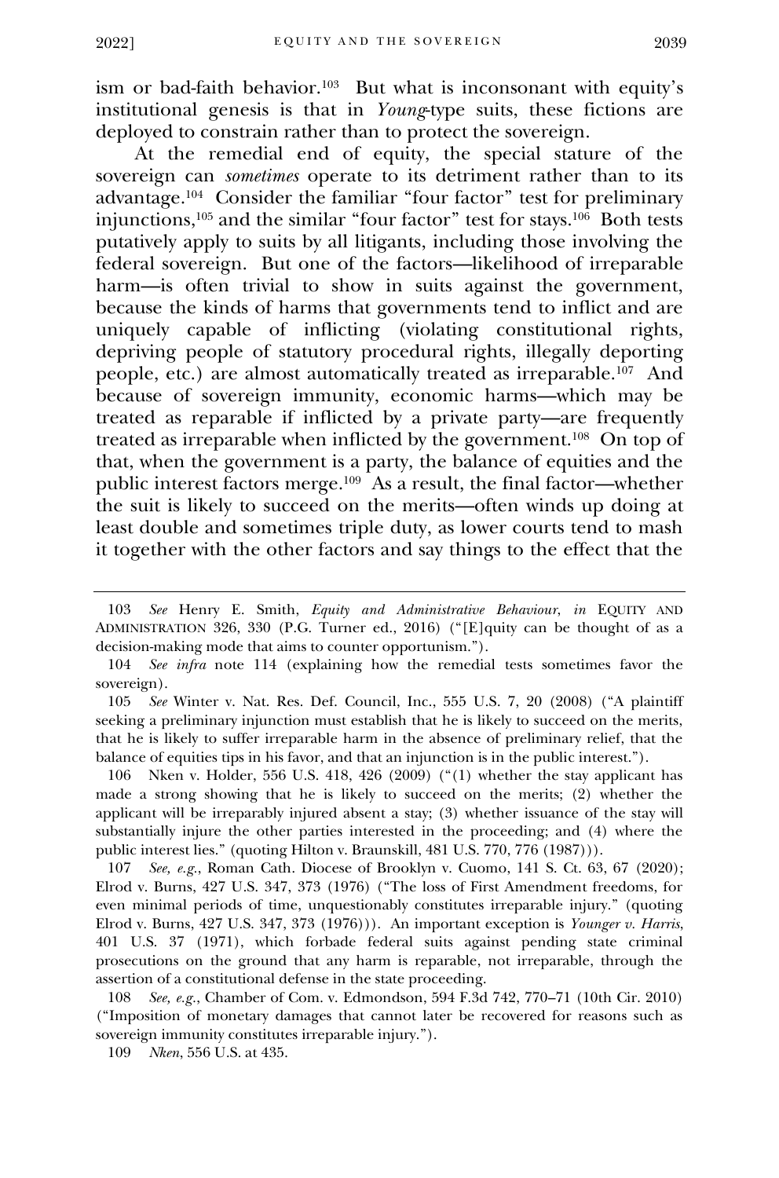ism or bad-faith behavior.[103] But what is inconsonant with equity's institutional genesis is that in *Young*-type suits, these fictions are deployed to constrain rather than to protect the sovereign.

At the remedial end of equity, the special stature of the sovereign can *sometimes* operate to its detriment rather than to its advantage.[104] Consider the familiar "four factor" test for preliminary injunctions,[105] and the similar "four factor" test for stays.[106] Both tests putatively apply to suits by all litigants, including those involving the federal sovereign. But one of the factors—likelihood of irreparable harm—is often trivial to show in suits against the government, because the kinds of harms that governments tend to inflict and are uniquely capable of inflicting (violating constitutional rights, depriving people of statutory procedural rights, illegally deporting people, etc.) are almost automatically treated as irreparable.[107] And because of sovereign immunity, economic harms—which may be treated as reparable if inflicted by a private party—are frequently treated as irreparable when inflicted by the government.[108] On top of that, when the government is a party, the balance of equities and the public interest factors merge.[109] As a result, the final factor—whether the suit is likely to succeed on the merits—often winds up doing at least double and sometimes triple duty, as lower courts tend to mash it together with the other factors and say things to the effect that the

---

103 *See* Henry E. Smith, *Equity and Administrative Behaviour*, *in* EQUITY AND ADMINISTRATION 326, 330 (P.G. Turner ed., 2016) ("[E]quity can be thought of as a decision-making mode that aims to counter opportunism.").

104 *See infra* note 114 (explaining how the remedial tests sometimes favor the sovereign).

105 *See* Winter v. Nat. Res. Def. Council, Inc., 555 U.S. 7, 20 (2008) ("A plaintiff seeking a preliminary injunction must establish that he is likely to succeed on the merits, that he is likely to suffer irreparable harm in the absence of preliminary relief, that the balance of equities tips in his favor, and that an injunction is in the public interest.").

106 Nken v. Holder, 556 U.S. 418, 426 (2009) ("(1) whether the stay applicant has made a strong showing that he is likely to succeed on the merits; (2) whether the applicant will be irreparably injured absent a stay; (3) whether issuance of the stay will substantially injure the other parties interested in the proceeding; and (4) where the public interest lies." (quoting Hilton v. Braunskill, 481 U.S. 770, 776 (1987))).

107 *See, e.g.*, Roman Cath. Diocese of Brooklyn v. Cuomo, 141 S. Ct. 63, 67 (2020); Elrod v. Burns, 427 U.S. 347, 373 (1976) ("The loss of First Amendment freedoms, for even minimal periods of time, unquestionably constitutes irreparable injury." (quoting Elrod v. Burns, 427 U.S. 347, 373 (1976))). An important exception is *Younger v. Harris*, 401 U.S. 37 (1971), which forbade federal suits against pending state criminal prosecutions on the ground that any harm is reparable, not irreparable, through the assertion of a constitutional defense in the state proceeding.

108 *See, e.g.*, Chamber of Com. v. Edmondson, 594 F.3d 742, 770–71 (10th Cir. 2010) ("Imposition of monetary damages that cannot later be recovered for reasons such as sovereign immunity constitutes irreparable injury.").

109 *Nken*, 556 U.S. at 435.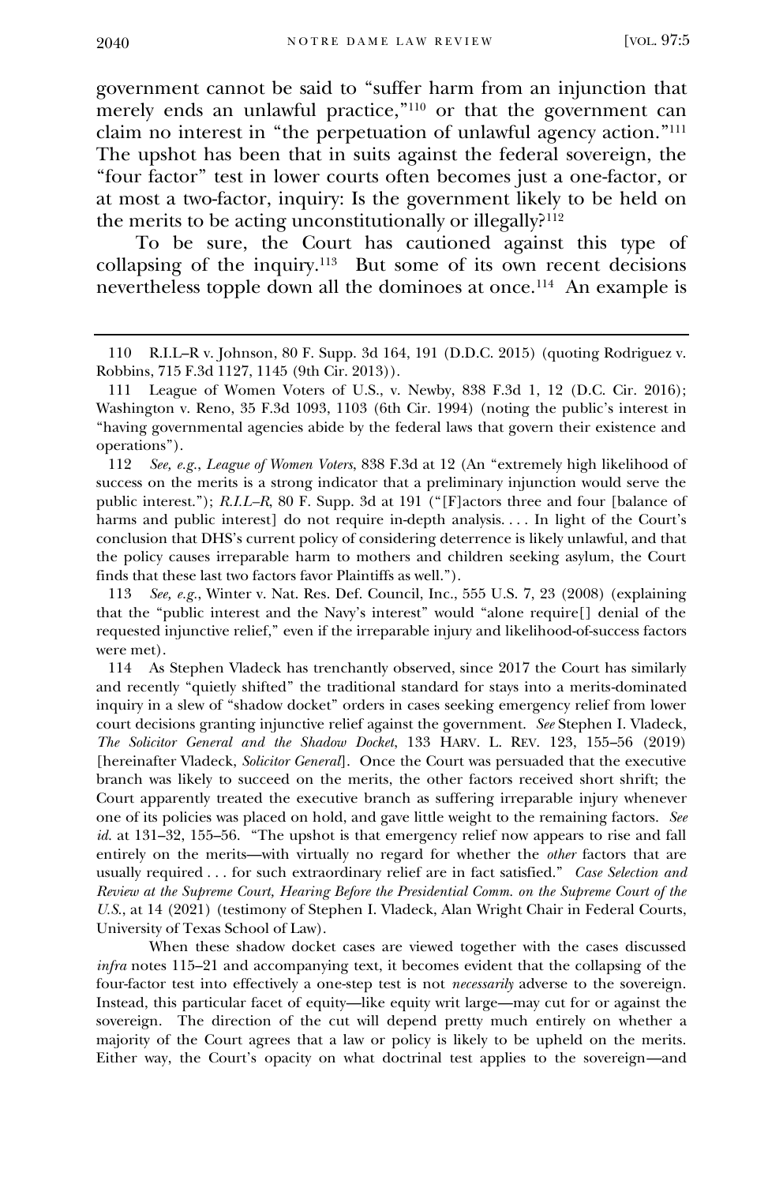government cannot be said to "suffer harm from an injunction that merely ends an unlawful practice,"[110] or that the government can claim no interest in "the perpetuation of unlawful agency action."[111] The upshot has been that in suits against the federal sovereign, the "four factor" test in lower courts often becomes just a one-factor, or at most a two-factor, inquiry: Is the government likely to be held on the merits to be acting unconstitutionally or illegally?[112]

To be sure, the Court has cautioned against this type of collapsing of the inquiry.[113] But some of its own recent decisions nevertheless topple down all the dominoes at once.[114] An example is

---

110 R.I.L–R v. Johnson, 80 F. Supp. 3d 164, 191 (D.D.C. 2015) (quoting Rodriguez v. Robbins, 715 F.3d 1127, 1145 (9th Cir. 2013)).

111 League of Women Voters of U.S., v. Newby, 838 F.3d 1, 12 (D.C. Cir. 2016); Washington v. Reno, 35 F.3d 1093, 1103 (6th Cir. 1994) (noting the public's interest in "having governmental agencies abide by the federal laws that govern their existence and operations").

112 *See, e.g.*, *League of Women Voters*, 838 F.3d at 12 (An "extremely high likelihood of success on the merits is a strong indicator that a preliminary injunction would serve the public interest."); *R.I.L–R*, 80 F. Supp. 3d at 191 ("[F]actors three and four [balance of harms and public interest] do not require in-depth analysis. . . . In light of the Court's conclusion that DHS's current policy of considering deterrence is likely unlawful, and that the policy causes irreparable harm to mothers and children seeking asylum, the Court finds that these last two factors favor Plaintiffs as well.").

113 *See, e.g.*, Winter v. Nat. Res. Def. Council, Inc., 555 U.S. 7, 23 (2008) (explaining that the "public interest and the Navy's interest" would "alone require[] denial of the requested injunctive relief," even if the irreparable injury and likelihood-of-success factors were met).

114 As Stephen Vladeck has trenchantly observed, since 2017 the Court has similarly and recently "quietly shifted" the traditional standard for stays into a merits-dominated inquiry in a slew of "shadow docket" orders in cases seeking emergency relief from lower court decisions granting injunctive relief against the government. *See* Stephen I. Vladeck, *The Solicitor General and the Shadow Docket*, 133 HARV. L. REV. 123, 155–56 (2019) [hereinafter Vladeck, *Solicitor General*]. Once the Court was persuaded that the executive branch was likely to succeed on the merits, the other factors received short shrift; the Court apparently treated the executive branch as suffering irreparable injury whenever one of its policies was placed on hold, and gave little weight to the remaining factors. *See id.* at 131–32, 155–56. "The upshot is that emergency relief now appears to rise and fall entirely on the merits—with virtually no regard for whether the *other* factors that are usually required . . . for such extraordinary relief are in fact satisfied." *Case Selection and Review at the Supreme Court, Hearing Before the Presidential Comm. on the Supreme Court of the U.S.*, at 14 (2021) (testimony of Stephen I. Vladeck, Alan Wright Chair in Federal Courts, University of Texas School of Law).

When these shadow docket cases are viewed together with the cases discussed *infra* notes 115–21 and accompanying text, it becomes evident that the collapsing of the four-factor test into effectively a one-step test is not *necessarily* adverse to the sovereign. Instead, this particular facet of equity—like equity writ large—may cut for or against the sovereign. The direction of the cut will depend pretty much entirely on whether a majority of the Court agrees that a law or policy is likely to be upheld on the merits. Either way, the Court's opacity on what doctrinal test applies to the sovereign—and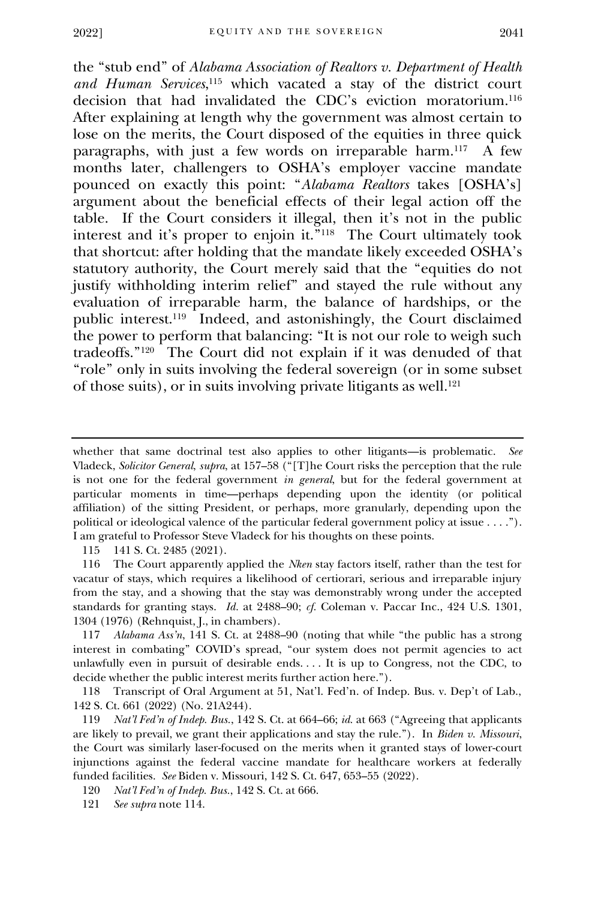the "stub end" of *Alabama Association of Realtors v. Department of Health and Human Services*,[115] which vacated a stay of the district court decision that had invalidated the CDC's eviction moratorium.[116] After explaining at length why the government was almost certain to lose on the merits, the Court disposed of the equities in three quick paragraphs, with just a few words on irreparable harm.[117] A few months later, challengers to OSHA's employer vaccine mandate pounced on exactly this point: "*Alabama Realtors* takes [OSHA's] argument about the beneficial effects of their legal action off the table. If the Court considers it illegal, then it's not in the public interest and it's proper to enjoin it."[118] The Court ultimately took that shortcut: after holding that the mandate likely exceeded OSHA's statutory authority, the Court merely said that the "equities do not justify withholding interim relief" and stayed the rule without any evaluation of irreparable harm, the balance of hardships, or the public interest.[119] Indeed, and astonishingly, the Court disclaimed the power to perform that balancing: "It is not our role to weigh such tradeoffs."[120] The Court did not explain if it was denuded of that "role" only in suits involving the federal sovereign (or in some subset of those suits), or in suits involving private litigants as well.[121]

---

whether that same doctrinal test also applies to other litigants—is problematic. *See* Vladeck, *Solicitor General*, *supra*, at 157–58 ("[T]he Court risks the perception that the rule is not one for the federal government *in general*, but for the federal government at particular moments in time—perhaps depending upon the identity (or political affiliation) of the sitting President, or perhaps, more granularly, depending upon the political or ideological valence of the particular federal government policy at issue . . . ."). I am grateful to Professor Steve Vladeck for his thoughts on these points.

115 141 S. Ct. 2485 (2021).

116 The Court apparently applied the *Nken* stay factors itself, rather than the test for vacatur of stays, which requires a likelihood of certiorari, serious and irreparable injury from the stay, and a showing that the stay was demonstrably wrong under the accepted standards for granting stays. *Id.* at 2488–90; *cf.* Coleman v. Paccar Inc., 424 U.S. 1301, 1304 (1976) (Rehnquist, J., in chambers).

117 *Alabama Ass'n*, 141 S. Ct. at 2488–90 (noting that while "the public has a strong interest in combating" COVID's spread, "our system does not permit agencies to act unlawfully even in pursuit of desirable ends. . . . It is up to Congress, not the CDC, to decide whether the public interest merits further action here.").

118 Transcript of Oral Argument at 51, Nat'l. Fed'n. of Indep. Bus. v. Dep't of Lab., 142 S. Ct. 661 (2022) (No. 21A244).

119 *Nat'l Fed'n of Indep. Bus.*, 142 S. Ct. at 664–66; *id.* at 663 ("Agreeing that applicants are likely to prevail, we grant their applications and stay the rule."). In *Biden v. Missouri*, the Court was similarly laser-focused on the merits when it granted stays of lower-court injunctions against the federal vaccine mandate for healthcare workers at federally funded facilities. *See* Biden v. Missouri, 142 S. Ct. 647, 653–55 (2022).

120 *Nat'l Fed'n of Indep. Bus.*, 142 S. Ct. at 666.

121 *See supra* note 114.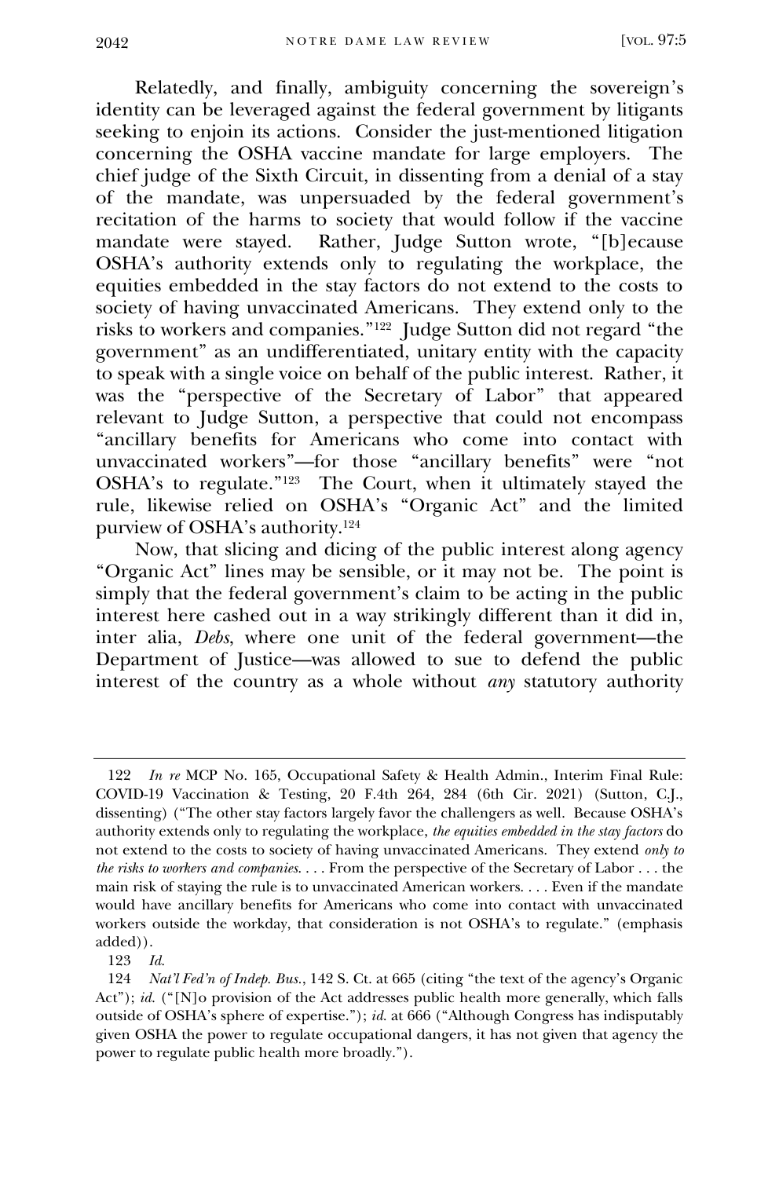Relatedly, and finally, ambiguity concerning the sovereign's identity can be leveraged against the federal government by litigants seeking to enjoin its actions. Consider the just-mentioned litigation concerning the OSHA vaccine mandate for large employers. The chief judge of the Sixth Circuit, in dissenting from a denial of a stay of the mandate, was unpersuaded by the federal government's recitation of the harms to society that would follow if the vaccine mandate were stayed. Rather, Judge Sutton wrote, "[b]ecause OSHA's authority extends only to regulating the workplace, the equities embedded in the stay factors do not extend to the costs to society of having unvaccinated Americans. They extend only to the risks to workers and companies."[122] Judge Sutton did not regard "the government" as an undifferentiated, unitary entity with the capacity to speak with a single voice on behalf of the public interest. Rather, it was the "perspective of the Secretary of Labor" that appeared relevant to Judge Sutton, a perspective that could not encompass "ancillary benefits for Americans who come into contact with unvaccinated workers"—for those "ancillary benefits" were "not OSHA's to regulate."[123] The Court, when it ultimately stayed the rule, likewise relied on OSHA's "Organic Act" and the limited purview of OSHA's authority.[124]

Now, that slicing and dicing of the public interest along agency "Organic Act" lines may be sensible, or it may not be. The point is simply that the federal government's claim to be acting in the public interest here cashed out in a way strikingly different than it did in, inter alia, *Debs*, where one unit of the federal government—the Department of Justice—was allowed to sue to defend the public interest of the country as a whole without *any* statutory authority

---

122 *In re* MCP No. 165, Occupational Safety & Health Admin., Interim Final Rule: COVID-19 Vaccination & Testing, 20 F.4th 264, 284 (6th Cir. 2021) (Sutton, C.J., dissenting) ("The other stay factors largely favor the challengers as well. Because OSHA's authority extends only to regulating the workplace, *the equities embedded in the stay factors* do not extend to the costs to society of having unvaccinated Americans. They extend *only to the risks to workers and companies*. . . . From the perspective of the Secretary of Labor . . . the main risk of staying the rule is to unvaccinated American workers. . . . Even if the mandate would have ancillary benefits for Americans who come into contact with unvaccinated workers outside the workday, that consideration is not OSHA's to regulate." (emphasis added)).

123 *Id.*

124 *Nat'l Fed'n of Indep. Bus.*, 142 S. Ct. at 665 (citing "the text of the agency's Organic Act"); *id.* ("[N]o provision of the Act addresses public health more generally, which falls outside of OSHA's sphere of expertise."); *id.* at 666 ("Although Congress has indisputably given OSHA the power to regulate occupational dangers, it has not given that agency the power to regulate public health more broadly.").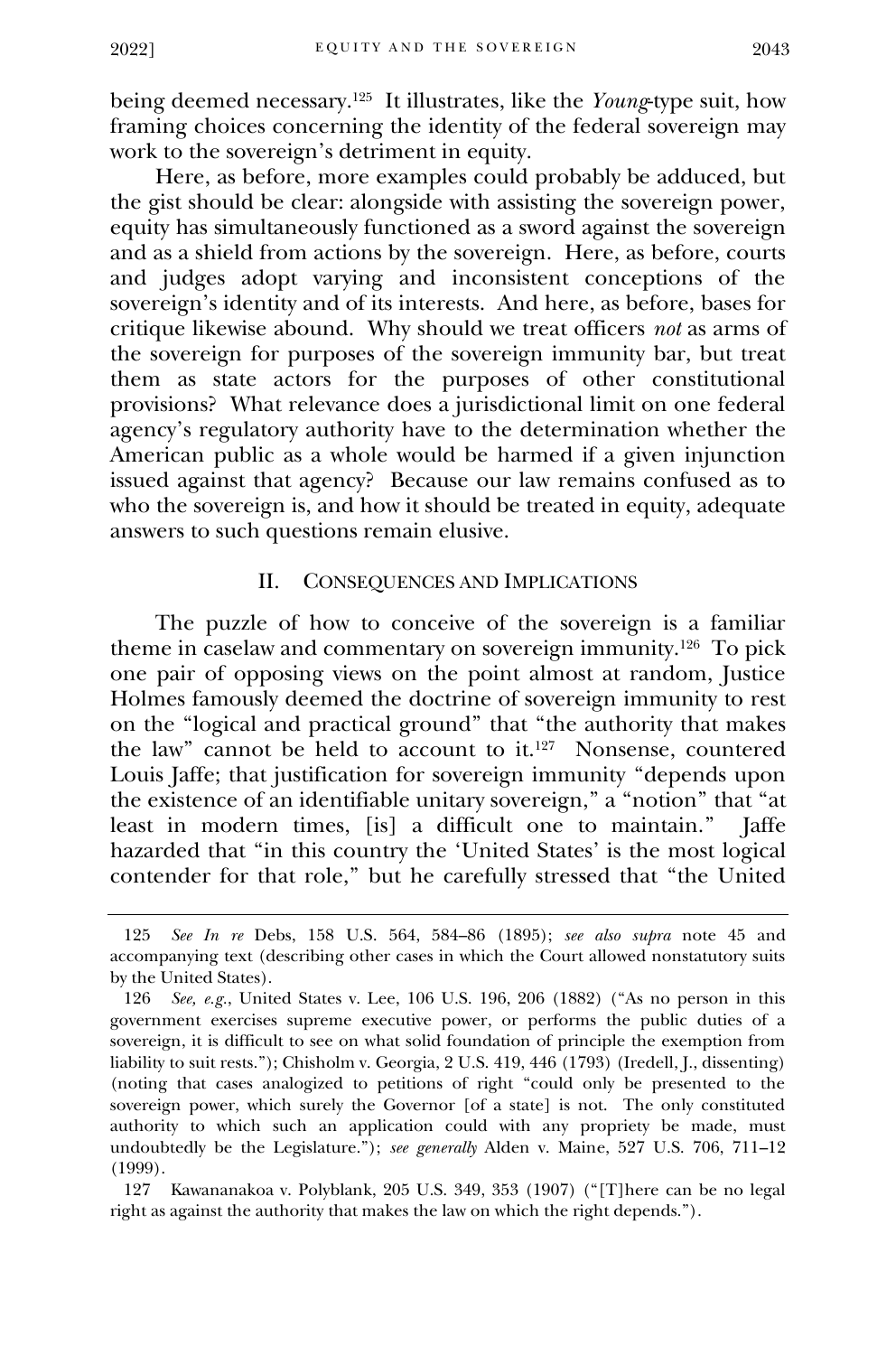being deemed necessary.[125] It illustrates, like the *Young*-type suit, how framing choices concerning the identity of the federal sovereign may work to the sovereign's detriment in equity.

Here, as before, more examples could probably be adduced, but the gist should be clear: alongside with assisting the sovereign power, equity has simultaneously functioned as a sword against the sovereign and as a shield from actions by the sovereign. Here, as before, courts and judges adopt varying and inconsistent conceptions of the sovereign's identity and of its interests. And here, as before, bases for critique likewise abound. Why should we treat officers *not* as arms of the sovereign for purposes of the sovereign immunity bar, but treat them as state actors for the purposes of other constitutional provisions? What relevance does a jurisdictional limit on one federal agency's regulatory authority have to the determination whether the American public as a whole would be harmed if a given injunction issued against that agency? Because our law remains confused as to who the sovereign is, and how it should be treated in equity, adequate answers to such questions remain elusive.

## II. CONSEQUENCES AND IMPLICATIONS

The puzzle of how to conceive of the sovereign is a familiar theme in caselaw and commentary on sovereign immunity.[126] To pick one pair of opposing views on the point almost at random, Justice Holmes famously deemed the doctrine of sovereign immunity to rest on the "logical and practical ground" that "the authority that makes the law" cannot be held to account to it.[127] Nonsense, countered Louis Jaffe; that justification for sovereign immunity "depends upon the existence of an identifiable unitary sovereign," a "notion" that "at least in modern times, [is] a difficult one to maintain." Jaffe hazarded that "in this country the 'United States' is the most logical contender for that role," but he carefully stressed that "the United

---

125 *See In re* Debs, 158 U.S. 564, 584–86 (1895); *see also supra* note 45 and accompanying text (describing other cases in which the Court allowed nonstatutory suits by the United States).

126 *See, e.g.*, United States v. Lee, 106 U.S. 196, 206 (1882) ("As no person in this government exercises supreme executive power, or performs the public duties of a sovereign, it is difficult to see on what solid foundation of principle the exemption from liability to suit rests."); Chisholm v. Georgia, 2 U.S. 419, 446 (1793) (Iredell, J., dissenting) (noting that cases analogized to petitions of right "could only be presented to the sovereign power, which surely the Governor [of a state] is not. The only constituted authority to which such an application could with any propriety be made, must undoubtedly be the Legislature."); *see generally* Alden v. Maine, 527 U.S. 706, 711–12 (1999).

127 Kawananakoa v. Polyblank, 205 U.S. 349, 353 (1907) ("[T]here can be no legal right as against the authority that makes the law on which the right depends.").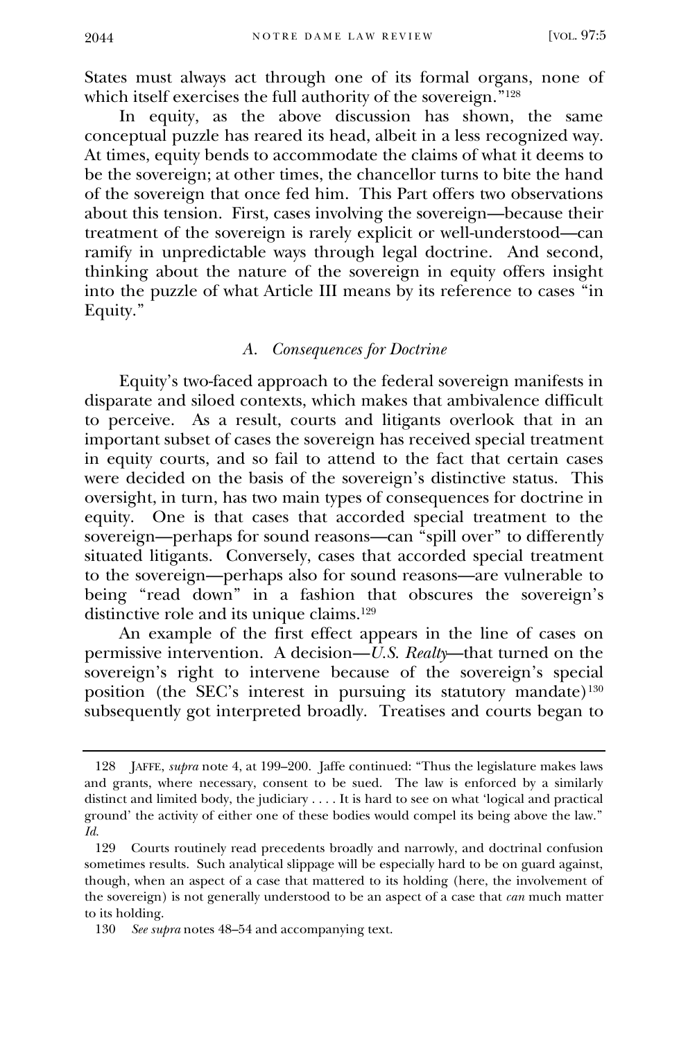States must always act through one of its formal organs, none of which itself exercises the full authority of the sovereign."[128]

In equity, as the above discussion has shown, the same conceptual puzzle has reared its head, albeit in a less recognized way. At times, equity bends to accommodate the claims of what it deems to be the sovereign; at other times, the chancellor turns to bite the hand of the sovereign that once fed him. This Part offers two observations about this tension. First, cases involving the sovereign—because their treatment of the sovereign is rarely explicit or well-understood—can ramify in unpredictable ways through legal doctrine. And second, thinking about the nature of the sovereign in equity offers insight into the puzzle of what Article III means by its reference to cases "in Equity."

### *A. Consequences for Doctrine*

Equity's two-faced approach to the federal sovereign manifests in disparate and siloed contexts, which makes that ambivalence difficult to perceive. As a result, courts and litigants overlook that in an important subset of cases the sovereign has received special treatment in equity courts, and so fail to attend to the fact that certain cases were decided on the basis of the sovereign's distinctive status. This oversight, in turn, has two main types of consequences for doctrine in equity. One is that cases that accorded special treatment to the sovereign—perhaps for sound reasons—can "spill over" to differently situated litigants. Conversely, cases that accorded special treatment to the sovereign—perhaps also for sound reasons—are vulnerable to being "read down" in a fashion that obscures the sovereign's distinctive role and its unique claims.[129]

An example of the first effect appears in the line of cases on permissive intervention. A decision—*U.S. Realty*—that turned on the sovereign's right to intervene because of the sovereign's special position (the SEC's interest in pursuing its statutory mandate)[130] subsequently got interpreted broadly. Treatises and courts began to

---

128 JAFFE, *supra* note 4, at 199–200. Jaffe continued: "Thus the legislature makes laws and grants, where necessary, consent to be sued. The law is enforced by a similarly distinct and limited body, the judiciary . . . . It is hard to see on what 'logical and practical ground' the activity of either one of these bodies would compel its being above the law." *Id.*

129 Courts routinely read precedents broadly and narrowly, and doctrinal confusion sometimes results. Such analytical slippage will be especially hard to be on guard against, though, when an aspect of a case that mattered to its holding (here, the involvement of the sovereign) is not generally understood to be an aspect of a case that *can* much matter to its holding.

130 *See supra* notes 48–54 and accompanying text.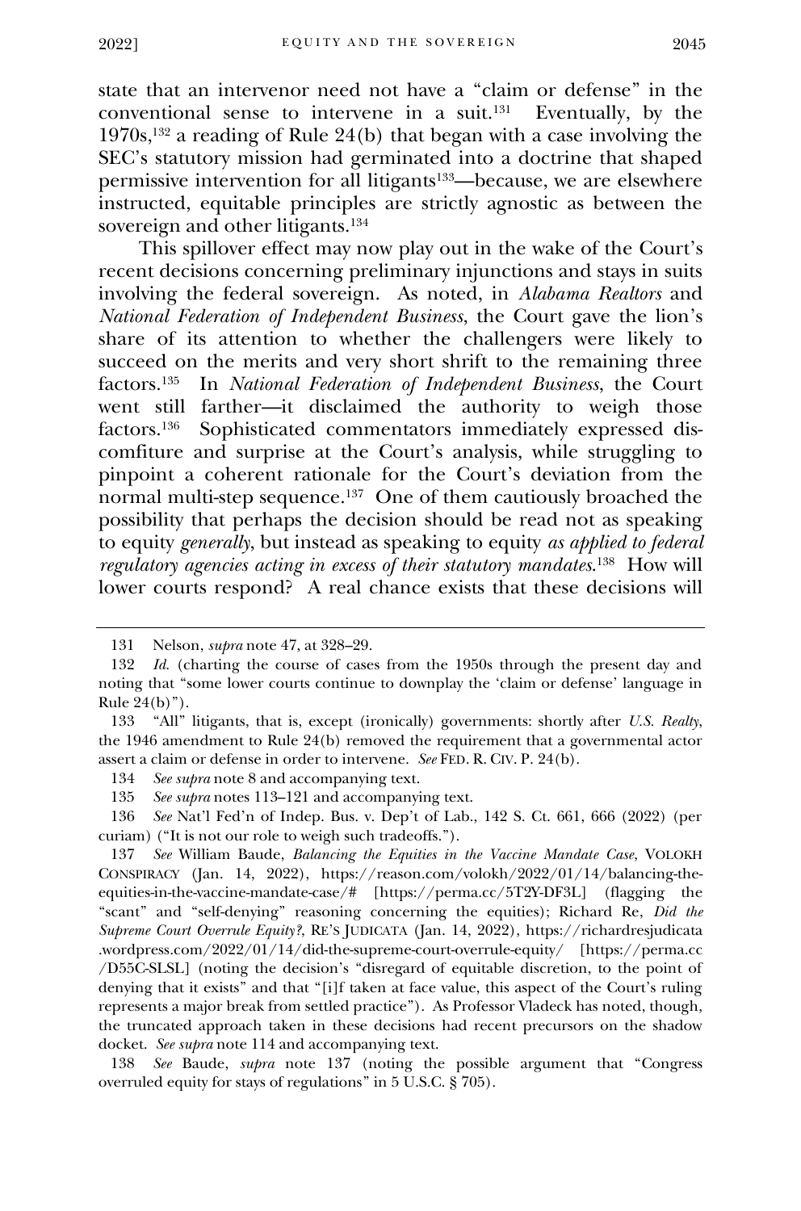state that an intervenor need not have a "claim or defense" in the conventional sense to intervene in a suit.[131] Eventually, by the 1970s,[132] a reading of Rule 24(b) that began with a case involving the SEC's statutory mission had germinated into a doctrine that shaped permissive intervention for all litigants[133]—because, we are elsewhere instructed, equitable principles are strictly agnostic as between the sovereign and other litigants.[134]

This spillover effect may now play out in the wake of the Court's recent decisions concerning preliminary injunctions and stays in suits involving the federal sovereign. As noted, in *Alabama Realtors* and *National Federation of Independent Business*, the Court gave the lion's share of its attention to whether the challengers were likely to succeed on the merits and very short shrift to the remaining three factors.[135] In *National Federation of Independent Business*, the Court went still farther—it disclaimed the authority to weigh those factors.[136] Sophisticated commentators immediately expressed discomfiture and surprise at the Court's analysis, while struggling to pinpoint a coherent rationale for the Court's deviation from the normal multi-step sequence.[137] One of them cautiously broached the possibility that perhaps the decision should be read not as speaking to equity *generally*, but instead as speaking to equity *as applied to federal regulatory agencies acting in excess of their statutory mandates*.[138] How will lower courts respond? A real chance exists that these decisions will

---

131 Nelson, *supra* note 47, at 328–29.

132 *Id.* (charting the course of cases from the 1950s through the present day and noting that "some lower courts continue to downplay the 'claim or defense' language in Rule 24(b)").

133 "All" litigants, that is, except (ironically) governments: shortly after *U.S. Realty*, the 1946 amendment to Rule 24(b) removed the requirement that a governmental actor assert a claim or defense in order to intervene. *See* FED. R. CIV. P. 24(b).

134 *See supra* note 8 and accompanying text.

135 *See supra* notes 113–121 and accompanying text.

136 *See* Nat'l Fed'n of Indep. Bus. v. Dep't of Lab., 142 S. Ct. 661, 666 (2022) (per curiam) ("It is not our role to weigh such tradeoffs.").

137 *See* William Baude, *Balancing the Equities in the Vaccine Mandate Case*, VOLOKH CONSPIRACY (Jan. 14, 2022), https://reason.com/volokh/2022/01/14/balancing-the-equities-in-the-vaccine-mandate-case/# [https://perma.cc/5T2Y-DF3L] (flagging the "scant" and "self-denying" reasoning concerning the equities); Richard Re, *Did the Supreme Court Overrule Equity?*, RE'S JUDICATA (Jan. 14, 2022), https://richardresjudicata.wordpress.com/2022/01/14/did-the-supreme-court-overrule-equity/ [https://perma.cc/D55C-SLSL] (noting the decision's "disregard of equitable discretion, to the point of denying that it exists" and that "[i]f taken at face value, this aspect of the Court's ruling represents a major break from settled practice"). As Professor Vladeck has noted, though, the truncated approach taken in these decisions had recent precursors on the shadow docket. *See supra* note 114 and accompanying text.

138 *See* Baude, *supra* note 137 (noting the possible argument that "Congress overruled equity for stays of regulations" in 5 U.S.C. § 705).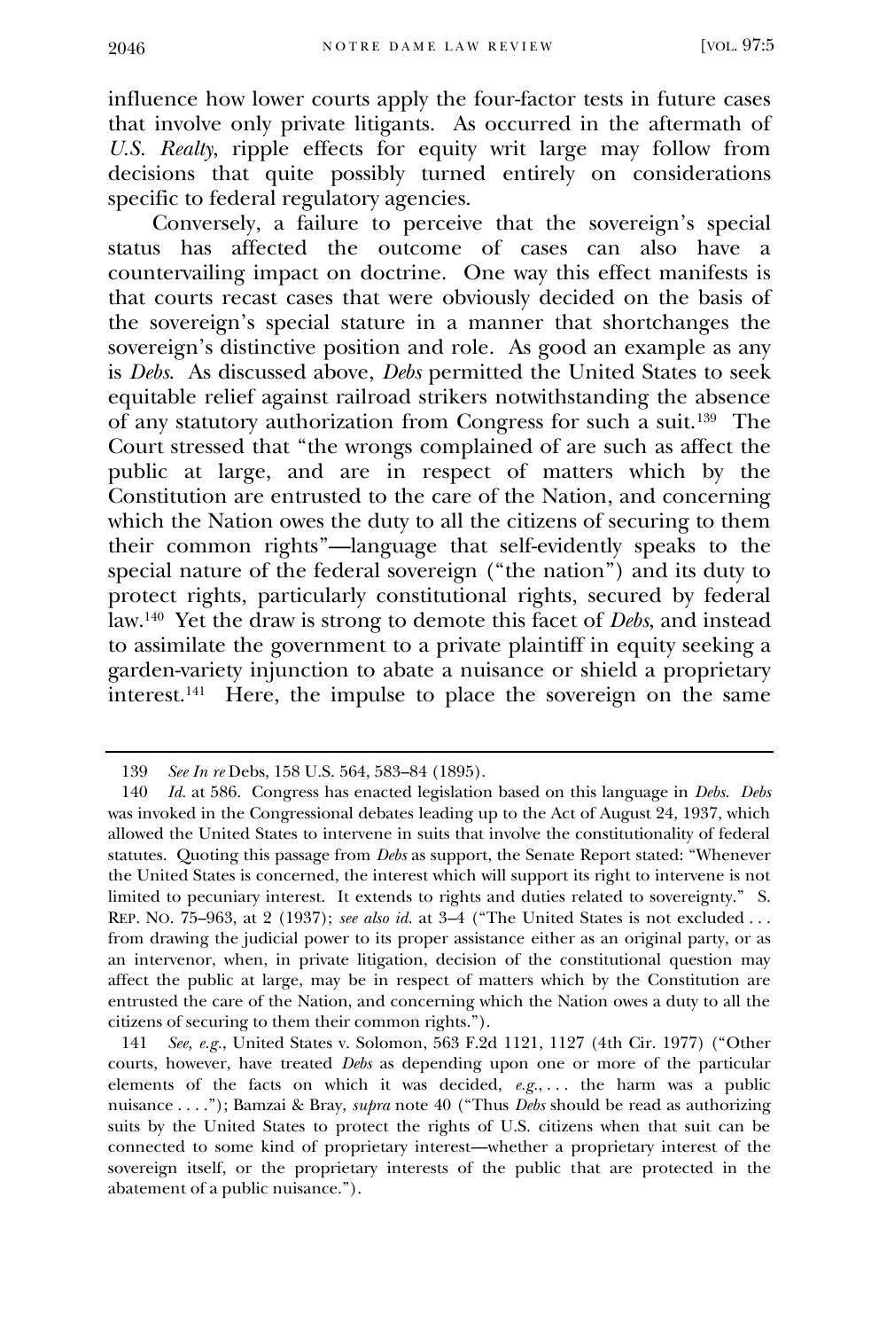influence how lower courts apply the four-factor tests in future cases that involve only private litigants. As occurred in the aftermath of *U.S. Realty*, ripple effects for equity writ large may follow from decisions that quite possibly turned entirely on considerations specific to federal regulatory agencies.

Conversely, a failure to perceive that the sovereign's special status has affected the outcome of cases can also have a countervailing impact on doctrine. One way this effect manifests is that courts recast cases that were obviously decided on the basis of the sovereign's special stature in a manner that shortchanges the sovereign's distinctive position and role. As good an example as any is *Debs*. As discussed above, *Debs* permitted the United States to seek equitable relief against railroad strikers notwithstanding the absence of any statutory authorization from Congress for such a suit.[139] The Court stressed that "the wrongs complained of are such as affect the public at large, and are in respect of matters which by the Constitution are entrusted to the care of the Nation, and concerning which the Nation owes the duty to all the citizens of securing to them their common rights"—language that self-evidently speaks to the special nature of the federal sovereign ("the nation") and its duty to protect rights, particularly constitutional rights, secured by federal law.[140] Yet the draw is strong to demote this facet of *Debs*, and instead to assimilate the government to a private plaintiff in equity seeking a garden-variety injunction to abate a nuisance or shield a proprietary interest.[141] Here, the impulse to place the sovereign on the same

---

139 *See In re* Debs, 158 U.S. 564, 583–84 (1895).

140 *Id.* at 586. Congress has enacted legislation based on this language in *Debs*. *Debs* was invoked in the Congressional debates leading up to the Act of August 24, 1937, which allowed the United States to intervene in suits that involve the constitutionality of federal statutes. Quoting this passage from *Debs* as support, the Senate Report stated: "Whenever the United States is concerned, the interest which will support its right to intervene is not limited to pecuniary interest. It extends to rights and duties related to sovereignty." S. REP. NO. 75–963, at 2 (1937); *see also id.* at 3–4 ("The United States is not excluded . . . from drawing the judicial power to its proper assistance either as an original party, or as an intervenor, when, in private litigation, decision of the constitutional question may affect the public at large, may be in respect of matters which by the Constitution are entrusted the care of the Nation, and concerning which the Nation owes a duty to all the citizens of securing to them their common rights.").

141 *See, e.g.*, United States v. Solomon, 563 F.2d 1121, 1127 (4th Cir. 1977) ("Other courts, however, have treated *Debs* as depending upon one or more of the particular elements of the facts on which it was decided, *e.g.*, . . . the harm was a public nuisance . . . ."); Bamzai & Bray, *supra* note 40 ("Thus *Debs* should be read as authorizing suits by the United States to protect the rights of U.S. citizens when that suit can be connected to some kind of proprietary interest—whether a proprietary interest of the sovereign itself, or the proprietary interests of the public that are protected in the abatement of a public nuisance.").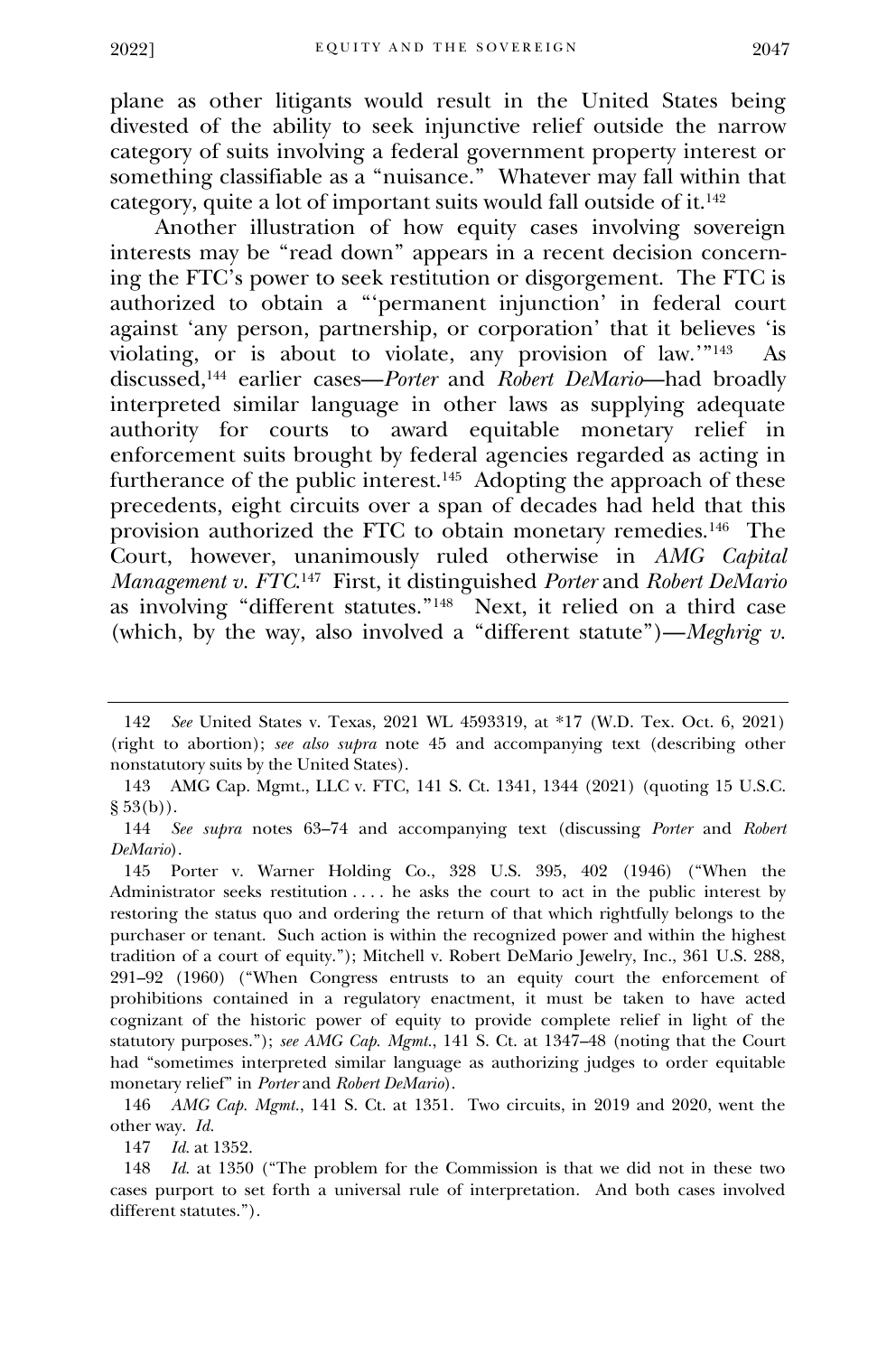plane as other litigants would result in the United States being divested of the ability to seek injunctive relief outside the narrow category of suits involving a federal government property interest or something classifiable as a "nuisance." Whatever may fall within that category, quite a lot of important suits would fall outside of it.[142]

Another illustration of how equity cases involving sovereign interests may be "read down" appears in a recent decision concerning the FTC's power to seek restitution or disgorgement. The FTC is authorized to obtain a "'permanent injunction' in federal court against 'any person, partnership, or corporation' that it believes 'is violating, or is about to violate, any provision of law.'"[143] As discussed,[144] earlier cases—*Porter* and *Robert DeMario*—had broadly interpreted similar language in other laws as supplying adequate authority for courts to award equitable monetary relief in enforcement suits brought by federal agencies regarded as acting in furtherance of the public interest.[145] Adopting the approach of these precedents, eight circuits over a span of decades had held that this provision authorized the FTC to obtain monetary remedies.[146] The Court, however, unanimously ruled otherwise in *AMG Capital Management v. FTC*.[147] First, it distinguished *Porter* and *Robert DeMario* as involving "different statutes."[148] Next, it relied on a third case (which, by the way, also involved a "different statute")—*Meghrig v.*

---

142 *See* United States v. Texas, 2021 WL 4593319, at *17 (W.D. Tex. Oct. 6, 2021) (right to abortion); *see also supra* note 45 and accompanying text (describing other nonstatutory suits by the United States).

143 AMG Cap. Mgmt., LLC v. FTC, 141 S. Ct. 1341, 1344 (2021) (quoting 15 U.S.C. § 53(b)).

144 *See supra* notes 63–74 and accompanying text (discussing *Porter* and *Robert DeMario*).

145 Porter v. Warner Holding Co., 328 U.S. 395, 402 (1946) ("When the Administrator seeks restitution . . . . he asks the court to act in the public interest by restoring the status quo and ordering the return of that which rightfully belongs to the purchaser or tenant. Such action is within the recognized power and within the highest tradition of a court of equity."); Mitchell v. Robert DeMario Jewelry, Inc., 361 U.S. 288, 291–92 (1960) ("When Congress entrusts to an equity court the enforcement of prohibitions contained in a regulatory enactment, it must be taken to have acted cognizant of the historic power of equity to provide complete relief in light of the statutory purposes."); *see AMG Cap. Mgmt.*, 141 S. Ct. at 1347–48 (noting that the Court had "sometimes interpreted similar language as authorizing judges to order equitable monetary relief" in *Porter* and *Robert DeMario*).

146 *AMG Cap. Mgmt.*, 141 S. Ct. at 1351. Two circuits, in 2019 and 2020, went the other way. *Id.*

147 *Id.* at 1352.

148 *Id.* at 1350 ("The problem for the Commission is that we did not in these two cases purport to set forth a universal rule of interpretation. And both cases involved different statutes.").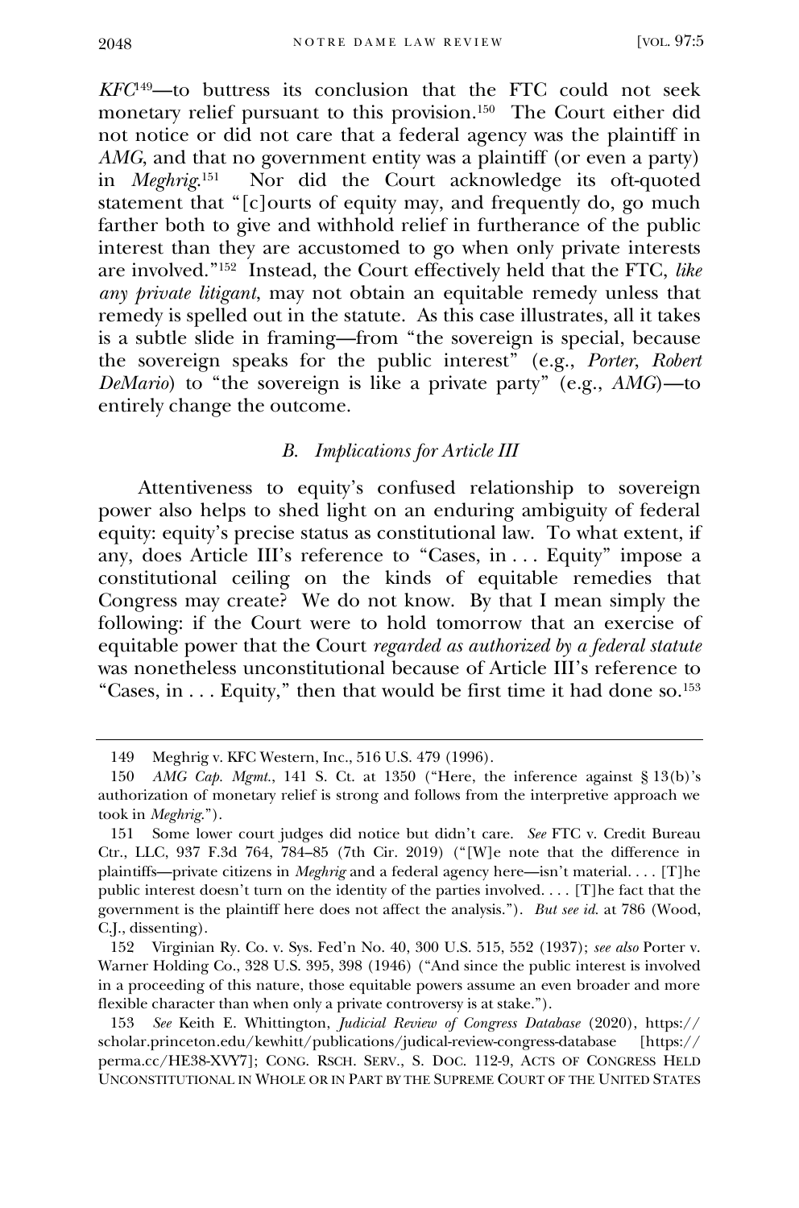*KFC*[149]—to buttress its conclusion that the FTC could not seek monetary relief pursuant to this provision.[150] The Court either did not notice or did not care that a federal agency was the plaintiff in *AMG*, and that no government entity was a plaintiff (or even a party) in *Meghrig*.[151] Nor did the Court acknowledge its oft-quoted statement that "[c]ourts of equity may, and frequently do, go much farther both to give and withhold relief in furtherance of the public interest than they are accustomed to go when only private interests are involved."[152] Instead, the Court effectively held that the FTC, *like any private litigant*, may not obtain an equitable remedy unless that remedy is spelled out in the statute. As this case illustrates, all it takes is a subtle slide in framing—from "the sovereign is special, because the sovereign speaks for the public interest" (e.g., *Porter*, *Robert DeMario*) to "the sovereign is like a private party" (e.g., *AMG*)—to entirely change the outcome.

### *B. Implications for Article III*

Attentiveness to equity's confused relationship to sovereign power also helps to shed light on an enduring ambiguity of federal equity: equity's precise status as constitutional law. To what extent, if any, does Article III's reference to "Cases, in . . . Equity" impose a constitutional ceiling on the kinds of equitable remedies that Congress may create? We do not know. By that I mean simply the following: if the Court were to hold tomorrow that an exercise of equitable power that the Court *regarded as authorized by a federal statute* was nonetheless unconstitutional because of Article III's reference to "Cases, in . . . Equity," then that would be first time it had done so.[153]

---

149 Meghrig v. KFC Western, Inc., 516 U.S. 479 (1996).

150 *AMG Cap. Mgmt.*, 141 S. Ct. at 1350 ("Here, the inference against § 13(b)'s authorization of monetary relief is strong and follows from the interpretive approach we took in *Meghrig*.").

151 Some lower court judges did notice but didn't care. *See* FTC v. Credit Bureau Ctr., LLC, 937 F.3d 764, 784–85 (7th Cir. 2019) ("[W]e note that the difference in plaintiffs—private citizens in *Meghrig* and a federal agency here—isn't material. . . . [T]he public interest doesn't turn on the identity of the parties involved. . . . [T]he fact that the government is the plaintiff here does not affect the analysis."). *But see id.* at 786 (Wood, C.J., dissenting).

152 Virginian Ry. Co. v. Sys. Fed'n No. 40, 300 U.S. 515, 552 (1937); *see also* Porter v. Warner Holding Co., 328 U.S. 395, 398 (1946) ("And since the public interest is involved in a proceeding of this nature, those equitable powers assume an even broader and more flexible character than when only a private controversy is at stake.").

153 *See* Keith E. Whittington, *Judicial Review of Congress Database* (2020), https://scholar.princeton.edu/kewhitt/publications/judical-review-congress-database [https://perma.cc/HE38-XVY7]; CONG. RSCH. SERV., S. DOC. 112-9, ACTS OF CONGRESS HELD UNCONSTITUTIONAL IN WHOLE OR IN PART BY THE SUPREME COURT OF THE UNITED STATES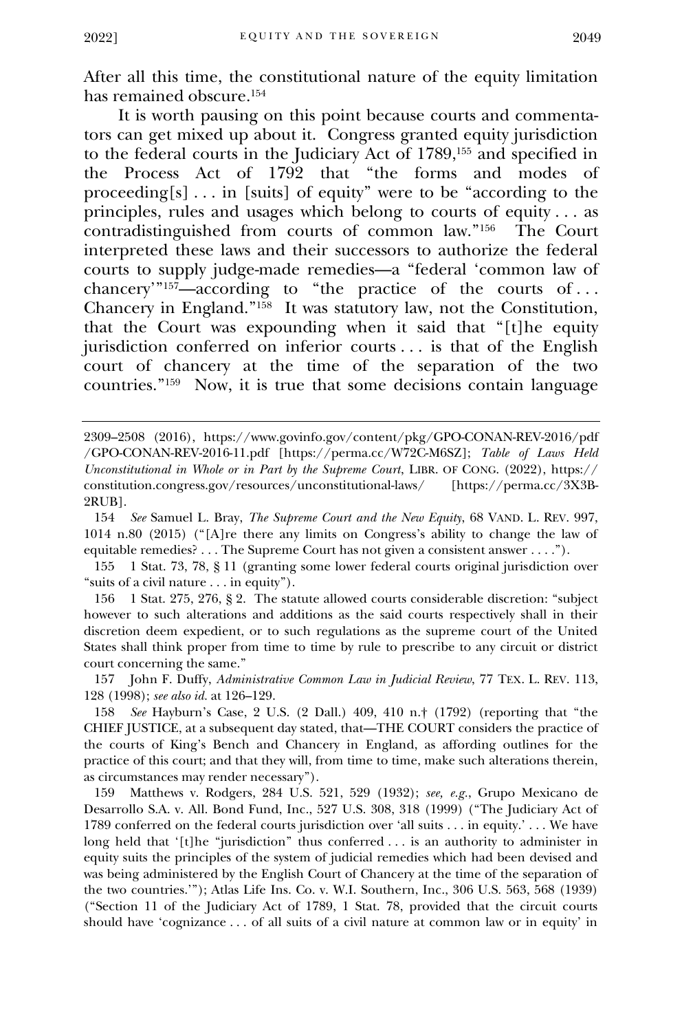After all this time, the constitutional nature of the equity limitation has remained obscure.[154]

It is worth pausing on this point because courts and commentators can get mixed up about it. Congress granted equity jurisdiction to the federal courts in the Judiciary Act of 1789,[155] and specified in the Process Act of 1792 that "the forms and modes of proceeding[s] . . . in [suits] of equity" were to be "according to the principles, rules and usages which belong to courts of equity . . . as contradistinguished from courts of common law."[156] The Court interpreted these laws and their successors to authorize the federal courts to supply judge-made remedies—a "federal 'common law of chancery'"[157]—according to "the practice of the courts of . . . Chancery in England."[158] It was statutory law, not the Constitution, that the Court was expounding when it said that "[t]he equity jurisdiction conferred on inferior courts . . . is that of the English court of chancery at the time of the separation of the two countries."[159] Now, it is true that some decisions contain language

---

2309–2508 (2016), https://www.govinfo.gov/content/pkg/GPO-CONAN-REV-2016/pdf/GPO-CONAN-REV-2016-11.pdf [https://perma.cc/W72C-M6SZ]; *Table of Laws Held Unconstitutional in Whole or in Part by the Supreme Court*, LIBR. OF CONG. (2022), https://constitution.congress.gov/resources/unconstitutional-laws/ [https://perma.cc/3X3B-2RUB].

154 *See* Samuel L. Bray, *The Supreme Court and the New Equity*, 68 VAND. L. REV. 997, 1014 n.80 (2015) ("[A]re there any limits on Congress's ability to change the law of equitable remedies? . . . The Supreme Court has not given a consistent answer . . . .").

155 1 Stat. 73, 78, § 11 (granting some lower federal courts original jurisdiction over "suits of a civil nature . . . in equity").

156 1 Stat. 275, 276, § 2. The statute allowed courts considerable discretion: "subject however to such alterations and additions as the said courts respectively shall in their discretion deem expedient, or to such regulations as the supreme court of the United States shall think proper from time to time by rule to prescribe to any circuit or district court concerning the same."

157 John F. Duffy, *Administrative Common Law in Judicial Review*, 77 TEX. L. REV. 113, 128 (1998); *see also id.* at 126–129.

158 *See* Hayburn's Case, 2 U.S. (2 Dall.) 409, 410 n.† (1792) (reporting that "the CHIEF JUSTICE, at a subsequent day stated, that—THE COURT considers the practice of the courts of King's Bench and Chancery in England, as affording outlines for the practice of this court; and that they will, from time to time, make such alterations therein, as circumstances may render necessary").

159 Matthews v. Rodgers, 284 U.S. 521, 529 (1932); *see, e.g.*, Grupo Mexicano de Desarrollo S.A. v. All. Bond Fund, Inc., 527 U.S. 308, 318 (1999) ("The Judiciary Act of 1789 conferred on the federal courts jurisdiction over 'all suits . . . in equity.' . . . We have long held that '[t]he "jurisdiction" thus conferred . . . is an authority to administer in equity suits the principles of the system of judicial remedies which had been devised and was being administered by the English Court of Chancery at the time of the separation of the two countries.'"); Atlas Life Ins. Co. v. W.I. Southern, Inc., 306 U.S. 563, 568 (1939) ("Section 11 of the Judiciary Act of 1789, 1 Stat. 78, provided that the circuit courts should have 'cognizance . . . of all suits of a civil nature at common law or in equity' in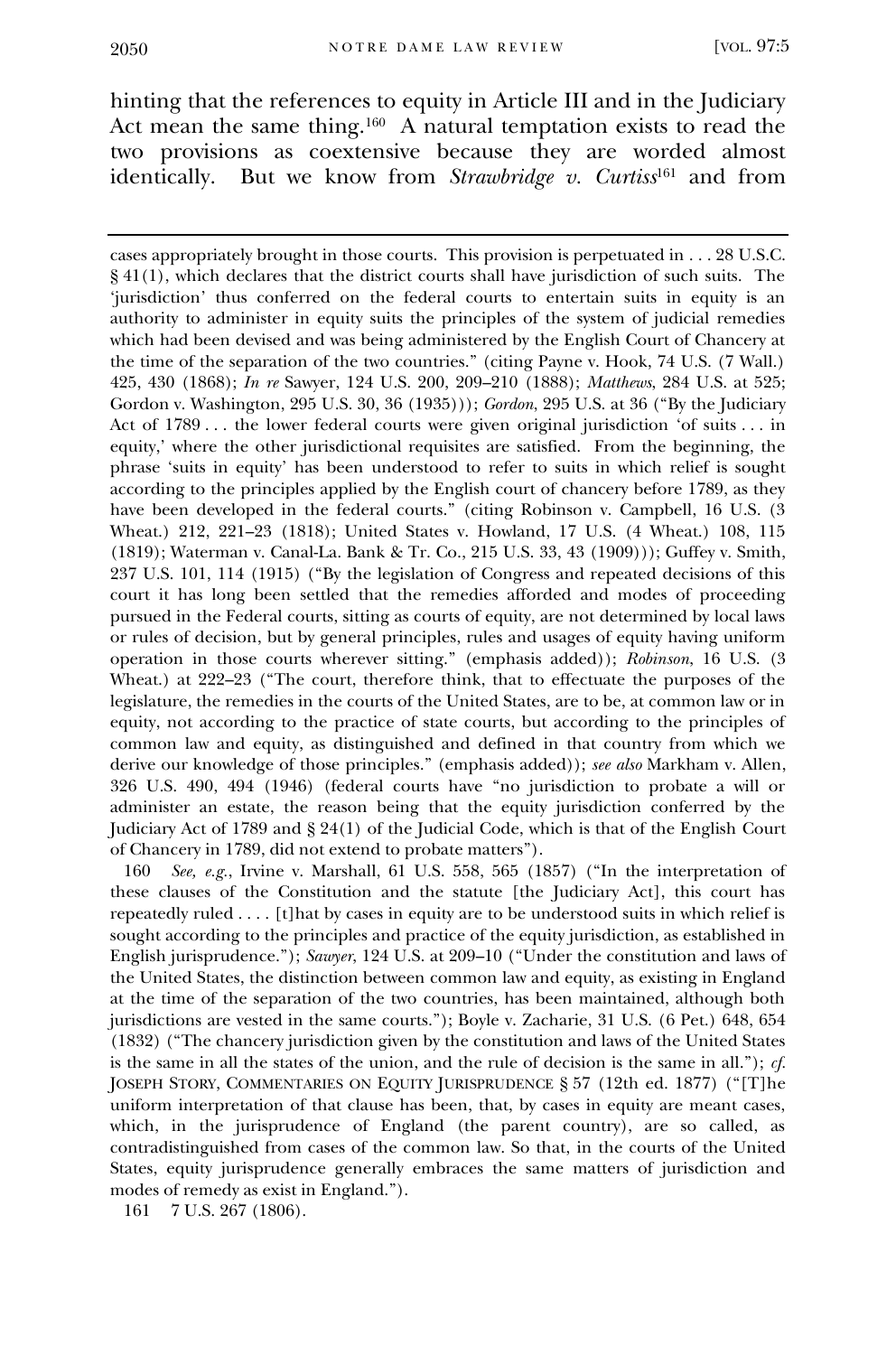hinting that the references to equity in Article III and in the Judiciary Act mean the same thing.[160] A natural temptation exists to read the two provisions as coextensive because they are worded almost identically. But we know from *Strawbridge v. Curtiss*[161] and from

---

cases appropriately brought in those courts. This provision is perpetuated in . . . 28 U.S.C. § 41(1), which declares that the district courts shall have jurisdiction of such suits. The 'jurisdiction' thus conferred on the federal courts to entertain suits in equity is an authority to administer in equity suits the principles of the system of judicial remedies which had been devised and was being administered by the English Court of Chancery at the time of the separation of the two countries." (citing Payne v. Hook, 74 U.S. (7 Wall.) 425, 430 (1868); *In re* Sawyer, 124 U.S. 200, 209–210 (1888); *Matthews*, 284 U.S. at 525; Gordon v. Washington, 295 U.S. 30, 36 (1935))); *Gordon*, 295 U.S. at 36 ("By the Judiciary Act of 1789 . . . the lower federal courts were given original jurisdiction 'of suits . . . in equity,' where the other jurisdictional requisites are satisfied. From the beginning, the phrase 'suits in equity' has been understood to refer to suits in which relief is sought according to the principles applied by the English court of chancery before 1789, as they have been developed in the federal courts." (citing Robinson v. Campbell, 16 U.S. (3 Wheat.) 212, 221–23 (1818); United States v. Howland, 17 U.S. (4 Wheat.) 108, 115 (1819); Waterman v. Canal-La. Bank & Tr. Co., 215 U.S. 33, 43 (1909))); Guffey v. Smith, 237 U.S. 101, 114 (1915) ("By the legislation of Congress and repeated decisions of this court it has long been settled that the remedies afforded and modes of proceeding pursued in the Federal courts, sitting as courts of equity, are not determined by local laws or rules of decision, but by general principles, rules and usages of equity having uniform operation in those courts wherever sitting." (emphasis added)); *Robinson*, 16 U.S. (3 Wheat.) at 222–23 ("The court, therefore think, that to effectuate the purposes of the legislature, the remedies in the courts of the United States, are to be, at common law or in equity, not according to the practice of state courts, but according to the principles of common law and equity, as distinguished and defined in that country from which we derive our knowledge of those principles." (emphasis added)); *see also* Markham v. Allen, 326 U.S. 490, 494 (1946) (federal courts have "no jurisdiction to probate a will or administer an estate, the reason being that the equity jurisdiction conferred by the Judiciary Act of 1789 and § 24(1) of the Judicial Code, which is that of the English Court of Chancery in 1789, did not extend to probate matters").

160 *See, e.g.*, Irvine v. Marshall, 61 U.S. 558, 565 (1857) ("In the interpretation of these clauses of the Constitution and the statute [the Judiciary Act], this court has repeatedly ruled . . . . [t]hat by cases in equity are to be understood suits in which relief is sought according to the principles and practice of the equity jurisdiction, as established in English jurisprudence."); *Sawyer*, 124 U.S. at 209–10 ("Under the constitution and laws of the United States, the distinction between common law and equity, as existing in England at the time of the separation of the two countries, has been maintained, although both jurisdictions are vested in the same courts."); Boyle v. Zacharie, 31 U.S. (6 Pet.) 648, 654 (1832) ("The chancery jurisdiction given by the constitution and laws of the United States is the same in all the states of the union, and the rule of decision is the same in all."); *cf.* JOSEPH STORY, COMMENTARIES ON EQUITY JURISPRUDENCE § 57 (12th ed. 1877) ("[T]he uniform interpretation of that clause has been, that, by cases in equity are meant cases, which, in the jurisprudence of England (the parent country), are so called, as contradistinguished from cases of the common law. So that, in the courts of the United States, equity jurisprudence generally embraces the same matters of jurisdiction and modes of remedy as exist in England.").

161 7 U.S. 267 (1806).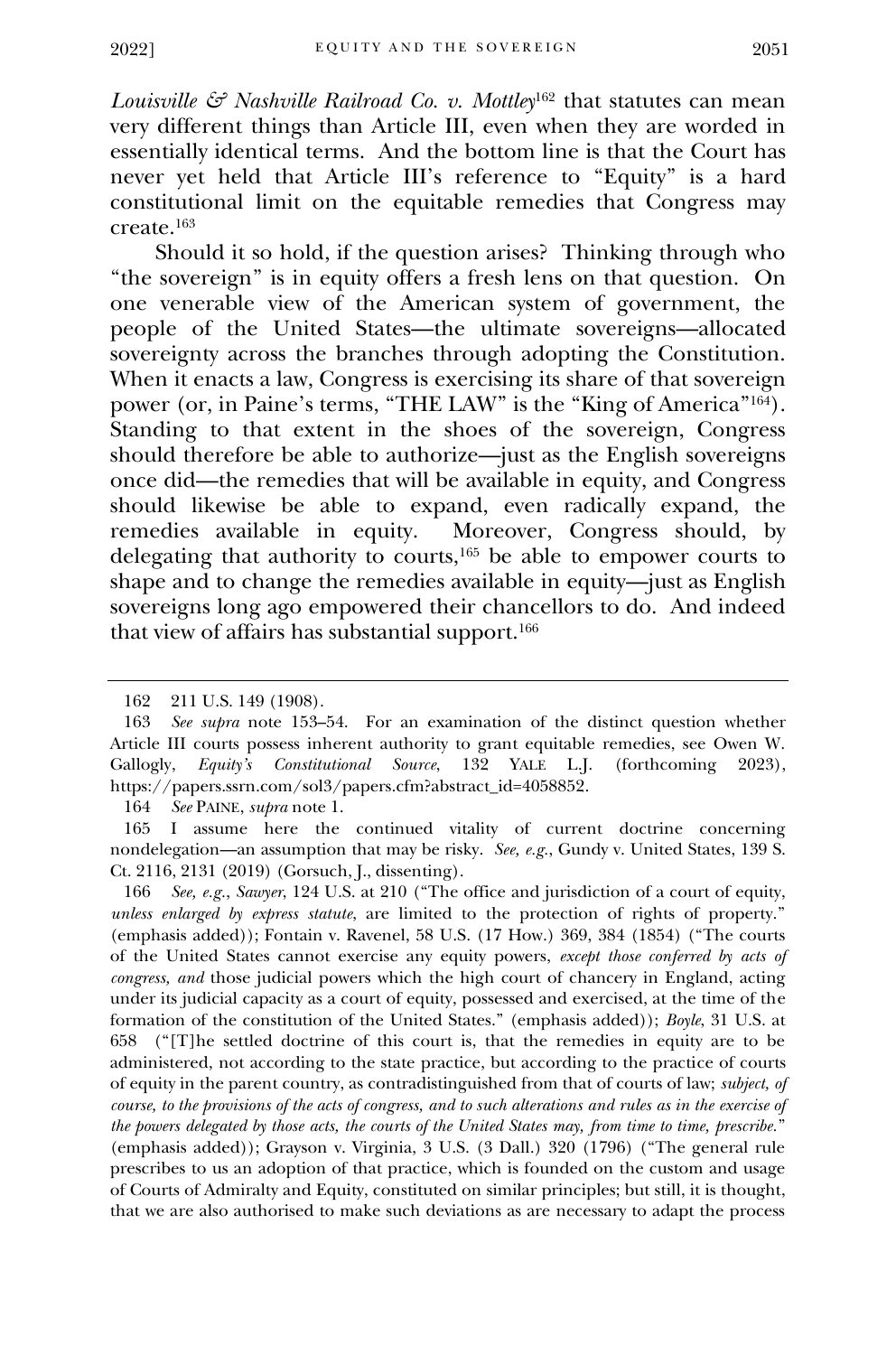*Louisville & Nashville Railroad Co. v. Mottley*[162] that statutes can mean very different things than Article III, even when they are worded in essentially identical terms. And the bottom line is that the Court has never yet held that Article III's reference to "Equity" is a hard constitutional limit on the equitable remedies that Congress may create.[163]

Should it so hold, if the question arises? Thinking through who "the sovereign" is in equity offers a fresh lens on that question. On one venerable view of the American system of government, the people of the United States—the ultimate sovereigns—allocated sovereignty across the branches through adopting the Constitution. When it enacts a law, Congress is exercising its share of that sovereign power (or, in Paine's terms, "THE LAW" is the "King of America"[164]). Standing to that extent in the shoes of the sovereign, Congress should therefore be able to authorize—just as the English sovereigns once did—the remedies that will be available in equity, and Congress should likewise be able to expand, even radically expand, the remedies available in equity. Moreover, Congress should, by delegating that authority to courts,[165] be able to empower courts to shape and to change the remedies available in equity—just as English sovereigns long ago empowered their chancellors to do. And indeed that view of affairs has substantial support.[166]

---

162 211 U.S. 149 (1908).

163 *See supra* note 153–54. For an examination of the distinct question whether Article III courts possess inherent authority to grant equitable remedies, see Owen W. Gallogly, *Equity's Constitutional Source*, 132 YALE L.J. (forthcoming 2023), https://papers.ssrn.com/sol3/papers.cfm?abstract_id=4058852.

164 *See* PAINE, *supra* note 1.

165 I assume here the continued vitality of current doctrine concerning nondelegation—an assumption that may be risky. *See, e.g.*, Gundy v. United States, 139 S. Ct. 2116, 2131 (2019) (Gorsuch, J., dissenting).

166 *See, e.g.*, *Sawyer*, 124 U.S. at 210 ("The office and jurisdiction of a court of equity, *unless enlarged by express statute*, are limited to the protection of rights of property." (emphasis added)); Fontain v. Ravenel, 58 U.S. (17 How.) 369, 384 (1854) ("The courts of the United States cannot exercise any equity powers, *except those conferred by acts of congress, and* those judicial powers which the high court of chancery in England, acting under its judicial capacity as a court of equity, possessed and exercised, at the time of the formation of the constitution of the United States." (emphasis added)); *Boyle*, 31 U.S. at 658 ("[T]he settled doctrine of this court is, that the remedies in equity are to be administered, not according to the state practice, but according to the practice of courts of equity in the parent country, as contradistinguished from that of courts of law; *subject, of course, to the provisions of the acts of congress, and to such alterations and rules as in the exercise of the powers delegated by those acts, the courts of the United States may, from time to time, prescribe.*" (emphasis added)); Grayson v. Virginia, 3 U.S. (3 Dall.) 320 (1796) ("The general rule prescribes to us an adoption of that practice, which is founded on the custom and usage of Courts of Admiralty and Equity, constituted on similar principles; but still, it is thought, that we are also authorised to make such deviations as are necessary to adapt the process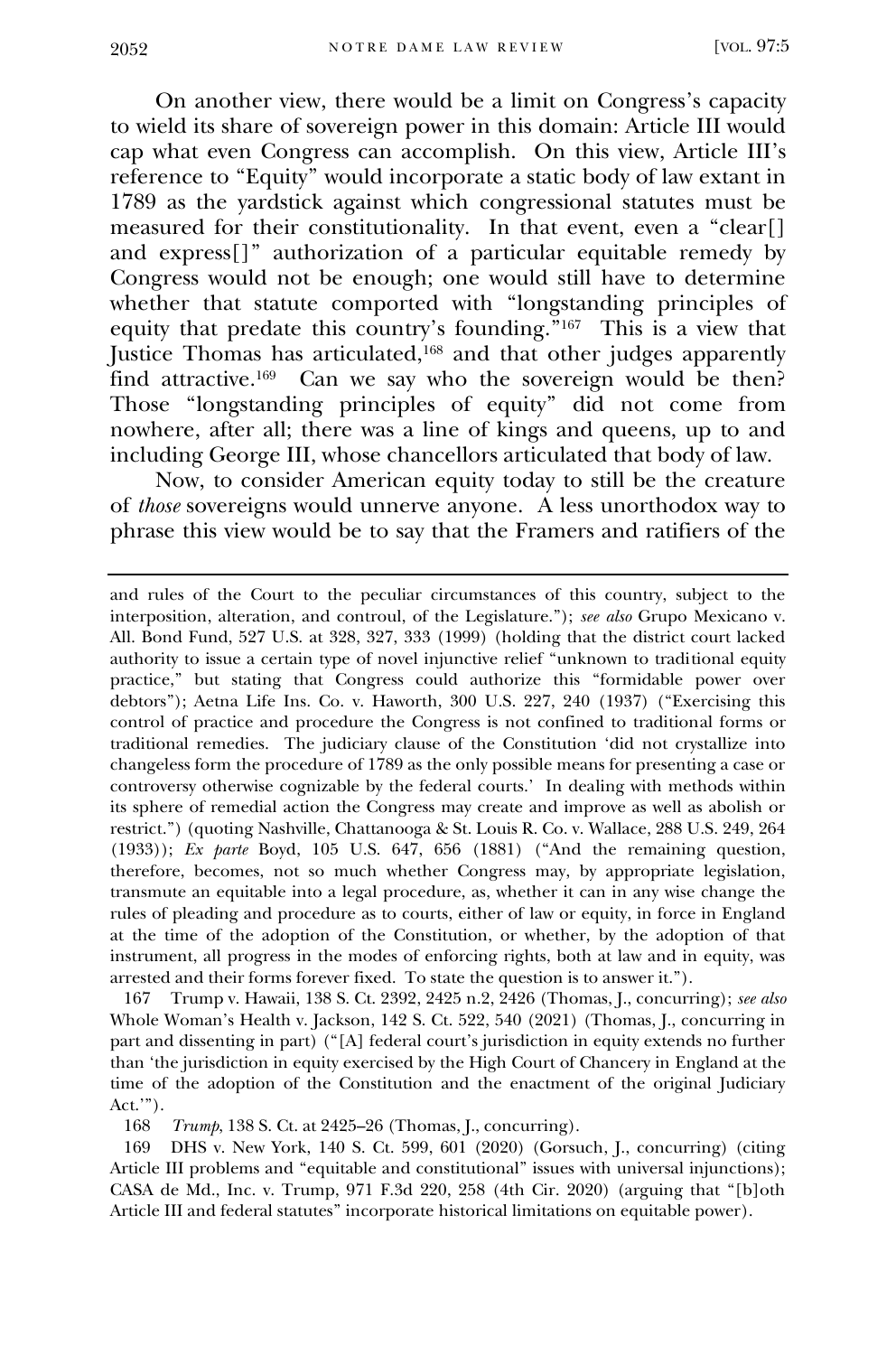On another view, there would be a limit on Congress's capacity to wield its share of sovereign power in this domain: Article III would cap what even Congress can accomplish. On this view, Article III's reference to "Equity" would incorporate a static body of law extant in 1789 as the yardstick against which congressional statutes must be measured for their constitutionality. In that event, even a "clear[] and express[]" authorization of a particular equitable remedy by Congress would not be enough; one would still have to determine whether that statute comported with "longstanding principles of equity that predate this country's founding."[167] This is a view that Justice Thomas has articulated,[168] and that other judges apparently find attractive.[169] Can we say who the sovereign would be then? Those "longstanding principles of equity" did not come from nowhere, after all; there was a line of kings and queens, up to and including George III, whose chancellors articulated that body of law.

Now, to consider American equity today to still be the creature of *those* sovereigns would unnerve anyone. A less unorthodox way to phrase this view would be to say that the Framers and ratifiers of the

---

and rules of the Court to the peculiar circumstances of this country, subject to the interposition, alteration, and controul, of the Legislature."); *see also* Grupo Mexicano v. All. Bond Fund, 527 U.S. at 328, 327, 333 (1999) (holding that the district court lacked authority to issue a certain type of novel injunctive relief "unknown to traditional equity practice," but stating that Congress could authorize this "formidable power over debtors"); Aetna Life Ins. Co. v. Haworth, 300 U.S. 227, 240 (1937) ("Exercising this control of practice and procedure the Congress is not confined to traditional forms or traditional remedies. The judiciary clause of the Constitution 'did not crystallize into changeless form the procedure of 1789 as the only possible means for presenting a case or controversy otherwise cognizable by the federal courts.' In dealing with methods within its sphere of remedial action the Congress may create and improve as well as abolish or restrict.") (quoting Nashville, Chattanooga & St. Louis R. Co. v. Wallace, 288 U.S. 249, 264 (1933)); *Ex parte* Boyd, 105 U.S. 647, 656 (1881) ("And the remaining question, therefore, becomes, not so much whether Congress may, by appropriate legislation, transmute an equitable into a legal procedure, as, whether it can in any wise change the rules of pleading and procedure as to courts, either of law or equity, in force in England at the time of the adoption of the Constitution, or whether, by the adoption of that instrument, all progress in the modes of enforcing rights, both at law and in equity, was arrested and their forms forever fixed. To state the question is to answer it.").

167 Trump v. Hawaii, 138 S. Ct. 2392, 2425 n.2, 2426 (Thomas, J., concurring); *see also* Whole Woman's Health v. Jackson, 142 S. Ct. 522, 540 (2021) (Thomas, J., concurring in part and dissenting in part) ("[A] federal court's jurisdiction in equity extends no further than 'the jurisdiction in equity exercised by the High Court of Chancery in England at the time of the adoption of the Constitution and the enactment of the original Judiciary Act.'").

168 *Trump*, 138 S. Ct. at 2425–26 (Thomas, J., concurring).

169 DHS v. New York, 140 S. Ct. 599, 601 (2020) (Gorsuch, J., concurring) (citing Article III problems and "equitable and constitutional" issues with universal injunctions); CASA de Md., Inc. v. Trump, 971 F.3d 220, 258 (4th Cir. 2020) (arguing that "[b]oth Article III and federal statutes" incorporate historical limitations on equitable power).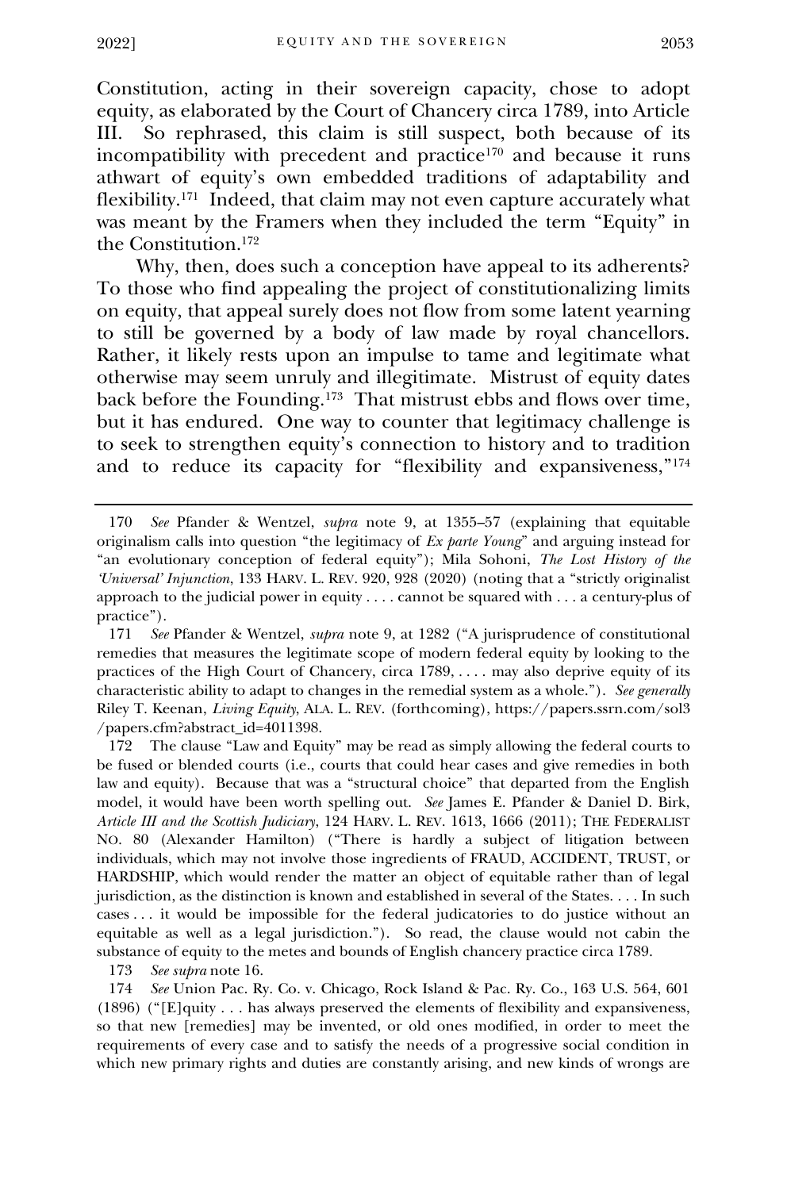Constitution, acting in their sovereign capacity, chose to adopt equity, as elaborated by the Court of Chancery circa 1789, into Article III. So rephrased, this claim is still suspect, both because of its incompatibility with precedent and practice[170] and because it runs athwart of equity's own embedded traditions of adaptability and flexibility.[171] Indeed, that claim may not even capture accurately what was meant by the Framers when they included the term "Equity" in the Constitution.[172]

Why, then, does such a conception have appeal to its adherents? To those who find appealing the project of constitutionalizing limits on equity, that appeal surely does not flow from some latent yearning to still be governed by a body of law made by royal chancellors. Rather, it likely rests upon an impulse to tame and legitimate what otherwise may seem unruly and illegitimate. Mistrust of equity dates back before the Founding.[173] That mistrust ebbs and flows over time, but it has endured. One way to counter that legitimacy challenge is to seek to strengthen equity's connection to history and to tradition and to reduce its capacity for "flexibility and expansiveness,"[174]

---

170 *See* Pfander & Wentzel, *supra* note 9, at 1355–57 (explaining that equitable originalism calls into question "the legitimacy of *Ex parte Young*" and arguing instead for "an evolutionary conception of federal equity"); Mila Sohoni, *The Lost History of the 'Universal' Injunction*, 133 HARV. L. REV. 920, 928 (2020) (noting that a "strictly originalist approach to the judicial power in equity . . . . cannot be squared with . . . a century-plus of practice").

171 *See* Pfander & Wentzel, *supra* note 9, at 1282 ("A jurisprudence of constitutional remedies that measures the legitimate scope of modern federal equity by looking to the practices of the High Court of Chancery, circa 1789, . . . . may also deprive equity of its characteristic ability to adapt to changes in the remedial system as a whole."). *See generally* Riley T. Keenan, *Living Equity*, ALA. L. REV. (forthcoming), https://papers.ssrn.com/sol3/papers.cfm?abstract_id=4011398.

172 The clause "Law and Equity" may be read as simply allowing the federal courts to be fused or blended courts (i.e., courts that could hear cases and give remedies in both law and equity). Because that was a "structural choice" that departed from the English model, it would have been worth spelling out. *See* James E. Pfander & Daniel D. Birk, *Article III and the Scottish Judiciary*, 124 HARV. L. REV. 1613, 1666 (2011); THE FEDERALIST NO. 80 (Alexander Hamilton) ("There is hardly a subject of litigation between individuals, which may not involve those ingredients of FRAUD, ACCIDENT, TRUST, or HARDSHIP, which would render the matter an object of equitable rather than of legal jurisdiction, as the distinction is known and established in several of the States. . . . In such cases . . . it would be impossible for the federal judicatories to do justice without an equitable as well as a legal jurisdiction."). So read, the clause would not cabin the substance of equity to the metes and bounds of English chancery practice circa 1789.

173 *See supra* note 16.

174 *See* Union Pac. Ry. Co. v. Chicago, Rock Island & Pac. Ry. Co., 163 U.S. 564, 601 (1896) ("[E]quity . . . has always preserved the elements of flexibility and expansiveness, so that new [remedies] may be invented, or old ones modified, in order to meet the requirements of every case and to satisfy the needs of a progressive social condition in which new primary rights and duties are constantly arising, and new kinds of wrongs are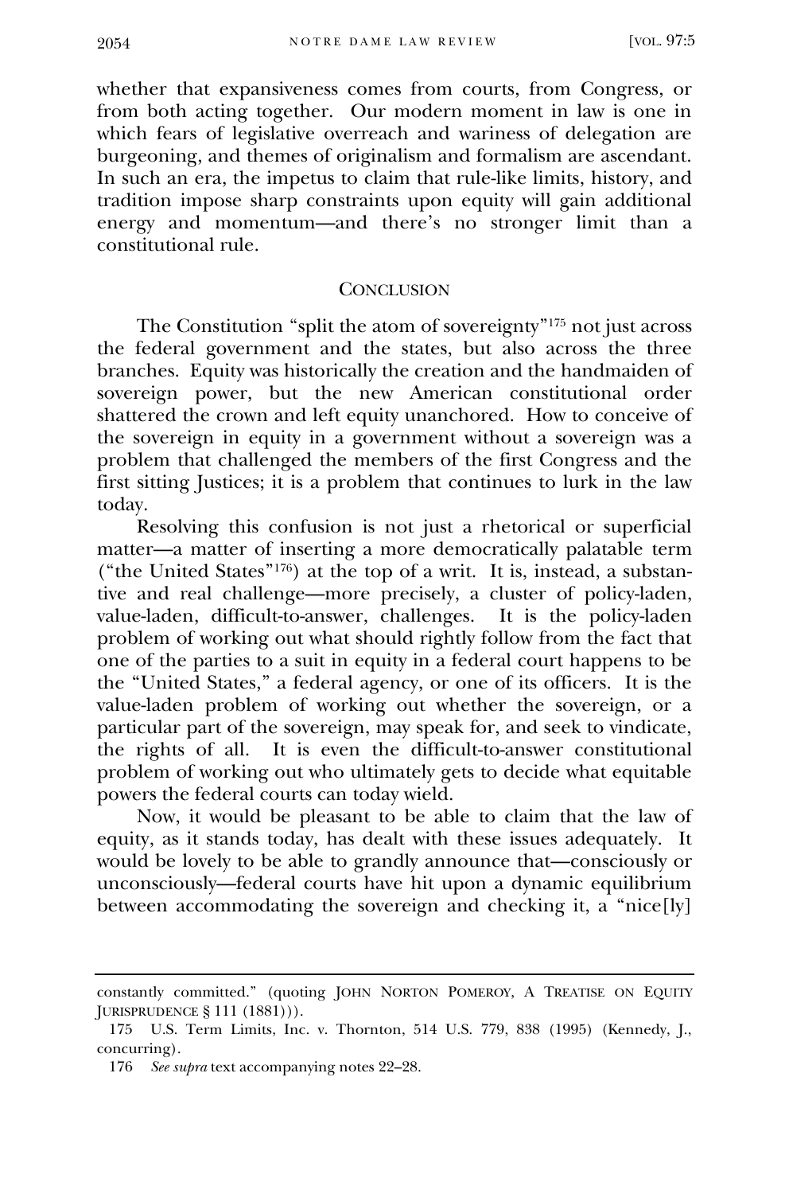whether that expansiveness comes from courts, from Congress, or from both acting together. Our modern moment in law is one in which fears of legislative overreach and wariness of delegation are burgeoning, and themes of originalism and formalism are ascendant. In such an era, the impetus to claim that rule-like limits, history, and tradition impose sharp constraints upon equity will gain additional energy and momentum—and there's no stronger limit than a constitutional rule.

## CONCLUSION

The Constitution "split the atom of sovereignty"[175] not just across the federal government and the states, but also across the three branches. Equity was historically the creation and the handmaiden of sovereign power, but the new American constitutional order shattered the crown and left equity unanchored. How to conceive of the sovereign in equity in a government without a sovereign was a problem that challenged the members of the first Congress and the first sitting Justices; it is a problem that continues to lurk in the law today.

Resolving this confusion is not just a rhetorical or superficial matter—a matter of inserting a more democratically palatable term ("the United States"[176]) at the top of a writ. It is, instead, a substantive and real challenge—more precisely, a cluster of policy-laden, value-laden, difficult-to-answer, challenges. It is the policy-laden problem of working out what should rightly follow from the fact that one of the parties to a suit in equity in a federal court happens to be the "United States," a federal agency, or one of its officers. It is the value-laden problem of working out whether the sovereign, or a particular part of the sovereign, may speak for, and seek to vindicate, the rights of all. It is even the difficult-to-answer constitutional problem of working out who ultimately gets to decide what equitable powers the federal courts can today wield.

Now, it would be pleasant to be able to claim that the law of equity, as it stands today, has dealt with these issues adequately. It would be lovely to be able to grandly announce that—consciously or unconsciously—federal courts have hit upon a dynamic equilibrium between accommodating the sovereign and checking it, a "nice[ly]

---

constantly committed." (quoting JOHN NORTON POMEROY, A TREATISE ON EQUITY JURISPRUDENCE § 111 (1881))).

175 U.S. Term Limits, Inc. v. Thornton, 514 U.S. 779, 838 (1995) (Kennedy, J., concurring).

176 *See supra* text accompanying notes 22–28.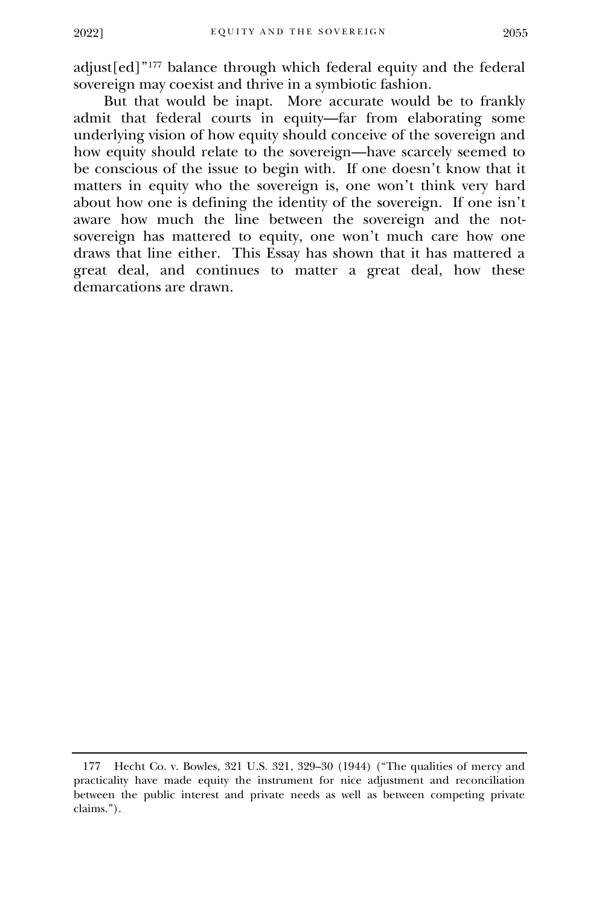adjust[ed]"[177] balance through which federal equity and the federal sovereign may coexist and thrive in a symbiotic fashion.

But that would be inapt. More accurate would be to frankly admit that federal courts in equity—far from elaborating some underlying vision of how equity should conceive of the sovereign and how equity should relate to the sovereign—have scarcely seemed to be conscious of the issue to begin with. If one doesn't know that it matters in equity who the sovereign is, one won't think very hard about how one is defining the identity of the sovereign. If one isn't aware how much the line between the sovereign and the not-sovereign has mattered to equity, one won't much care how one draws that line either. This Essay has shown that it has mattered a great deal, and continues to matter a great deal, how these demarcations are drawn.

---

177 Hecht Co. v. Bowles, 321 U.S. 321, 329–30 (1944) ("The qualities of mercy and practicality have made equity the instrument for nice adjustment and reconciliation between the public interest and private needs as well as between competing private claims.").